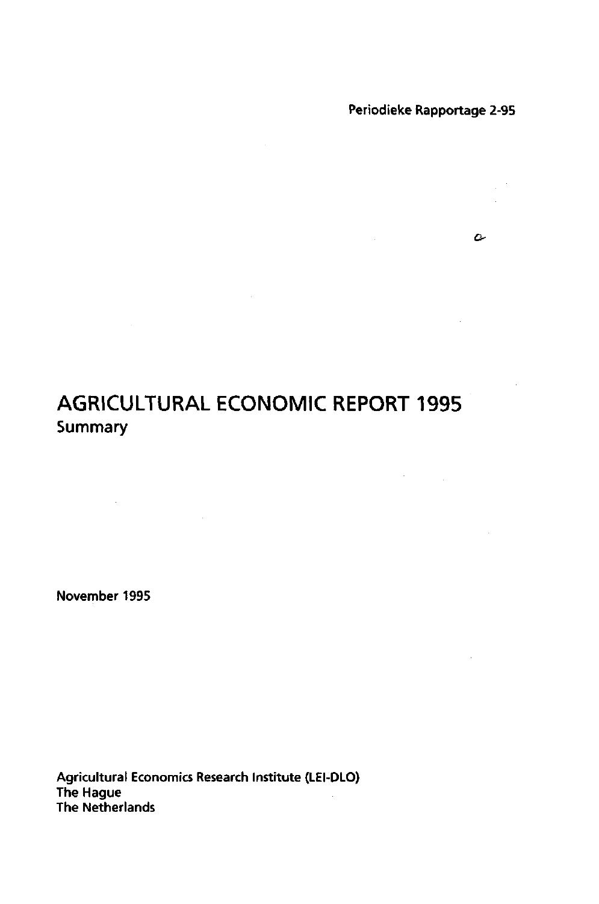Periodieke Rapportage 2-95

# AGRICULTURAL ECONOMIC REPORT 1995

## Summary

November 1995

Agricultural Economics Research Institute (LEI-DLO)
The Hague
The Netherlands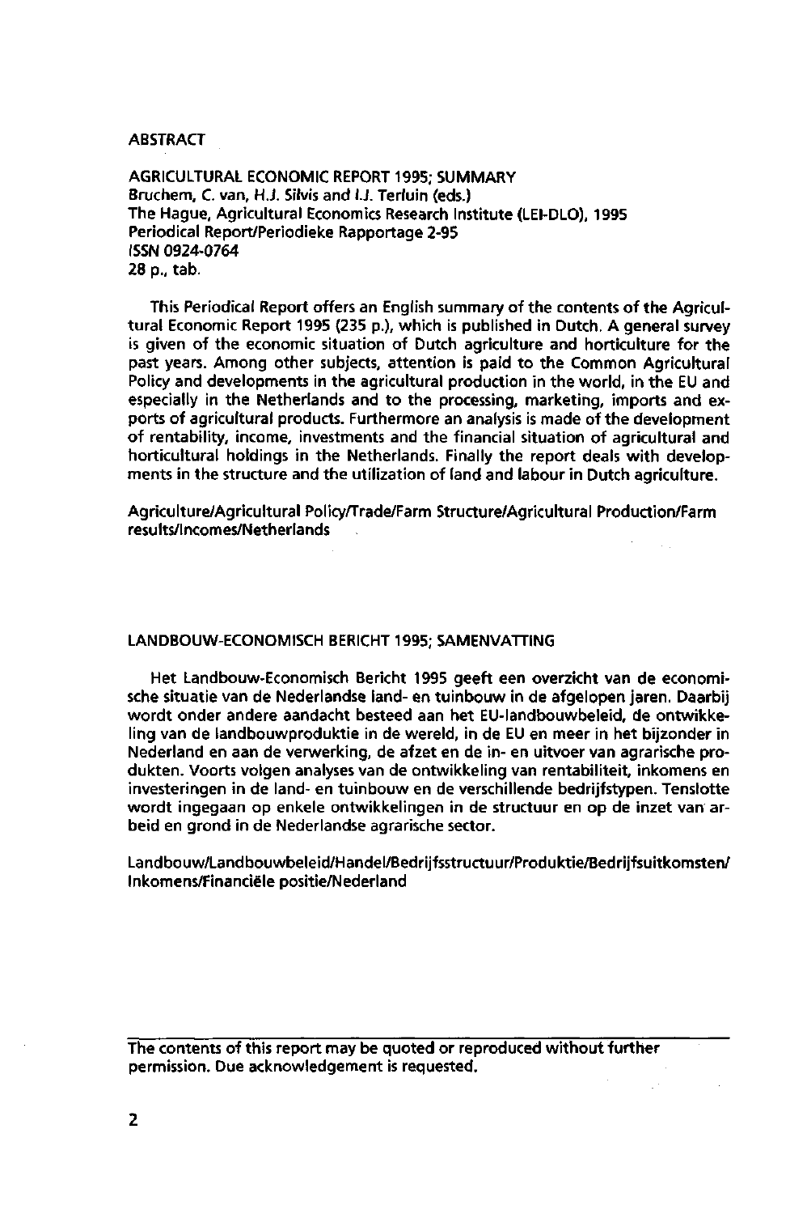ABSTRACT

AGRICULTURAL ECONOMIC REPORT 1995; SUMMARY
Bruchem, C. van, H.J. Silvis and I.J. Terluin (eds.)
The Hague, Agricultural Economics Research Institute (LEI-DLO), 1995
Periodical Report/Periodieke Rapportage 2-95
ISSN 0924-0764
28 p., tab.

This Periodical Report offers an English summary of the contents of the Agricultural Economic Report 1995 (235 p.), which is published in Dutch. A general survey is given of the economic situation of Dutch agriculture and horticulture for the past years. Among other subjects, attention is paid to the Common Agricultural Policy and developments in the agricultural production in the world, in the EU and especially in the Netherlands and to the processing, marketing, imports and exports of agricultural products. Furthermore an analysis is made of the development of rentability, income, investments and the financial situation of agricultural and horticultural holdings in the Netherlands. Finally the report deals with developments in the structure and the utilization of land and labour in Dutch agriculture.

Agriculture/Agricultural Policy/Trade/Farm Structure/Agricultural Production/Farm results/Incomes/Netherlands

LANDBOUW-ECONOMISCH BERICHT 1995; SAMENVATTING

Het Landbouw-Economisch Bericht 1995 geeft een overzicht van de economische situatie van de Nederlandse land- en tuinbouw in de afgelopen jaren. Daarbij wordt onder andere aandacht besteed aan het EU-landbouwbeleid, de ontwikkeling van de landbouwproduktie in de wereld, in de EU en meer in het bijzonder in Nederland en aan de verwerking, de afzet en de in- en uitvoer van agrarische produkten. Voorts volgen analyses van de ontwikkeling van rentabiliteit, inkomens en investeringen in de land- en tuinbouw en de verschillende bedrijfstypen. Tenslotte wordt ingegaan op enkele ontwikkelingen in de structuur en op de inzet van arbeid en grond in de Nederlandse agrarische sector.

Landbouw/Landbouwbeleid/Handel/Bedrijfsstructuur/Produktie/Bedrijfsuitkomsten/Inkomens/Financiële positie/Nederland

---

The contents of this report may be quoted or reproduced without further permission. Due acknowledgement is requested.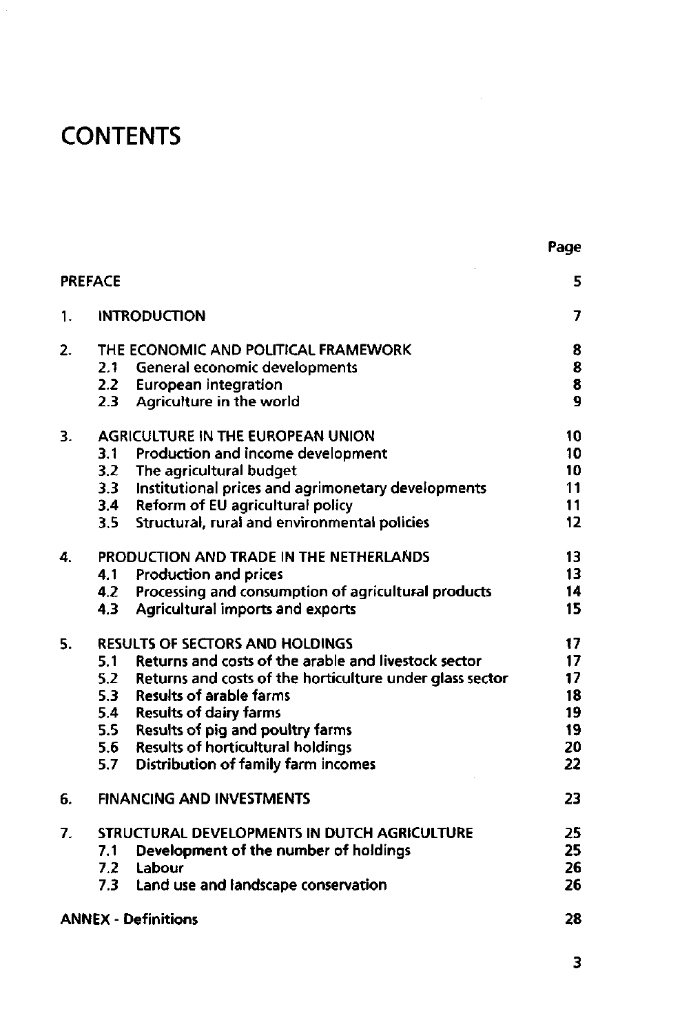# CONTENTS

| | | Page |
|---|---|---|
| PREFACE | | 5 |
| 1. | INTRODUCTION | 7 |
| 2. | THE ECONOMIC AND POLITICAL FRAMEWORK | 8 |
| | 2.1 General economic developments | 8 |
| | 2.2 European integration | 8 |
| | 2.3 Agriculture in the world | 9 |
| 3. | AGRICULTURE IN THE EUROPEAN UNION | 10 |
| | 3.1 Production and income development | 10 |
| | 3.2 The agricultural budget | 10 |
| | 3.3 Institutional prices and agrimonetary developments | 11 |
| | 3.4 Reform of EU agricultural policy | 11 |
| | 3.5 Structural, rural and environmental policies | 12 |
| 4. | PRODUCTION AND TRADE IN THE NETHERLANDS | 13 |
| | 4.1 Production and prices | 13 |
| | 4.2 Processing and consumption of agricultural products | 14 |
| | 4.3 Agricultural imports and exports | 15 |
| 5. | RESULTS OF SECTORS AND HOLDINGS | 17 |
| | 5.1 Returns and costs of the arable and livestock sector | 17 |
| | 5.2 Returns and costs of the horticulture under glass sector | 17 |
| | 5.3 Results of arable farms | 18 |
| | 5.4 Results of dairy farms | 19 |
| | 5.5 Results of pig and poultry farms | 19 |
| | 5.6 Results of horticultural holdings | 20 |
| | 5.7 Distribution of family farm incomes | 22 |
| 6. | FINANCING AND INVESTMENTS | 23 |
| 7. | STRUCTURAL DEVELOPMENTS IN DUTCH AGRICULTURE | 25 |
| | 7.1 Development of the number of holdings | 25 |
| | 7.2 Labour | 26 |
| | 7.3 Land use and landscape conservation | 26 |
| ANNEX - Definitions | | 28 |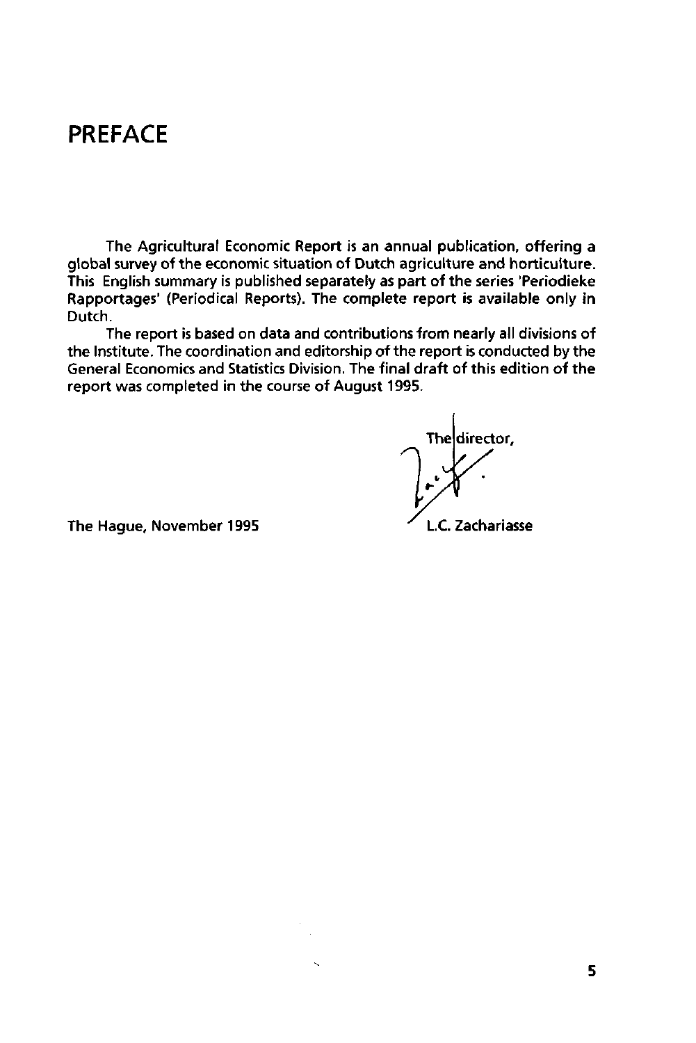# PREFACE

The Agricultural Economic Report is an annual publication, offering a global survey of the economic situation of Dutch agriculture and horticulture. This English summary is published separately as part of the series 'Periodieke Rapportages' (Periodical Reports). The complete report is available only in Dutch.

The report is based on data and contributions from nearly all divisions of the Institute. The coordination and editorship of the report is conducted by the General Economics and Statistics Division. The final draft of this edition of the report was completed in the course of August 1995.

The director,

L.C. Zachariasse

The Hague, November 1995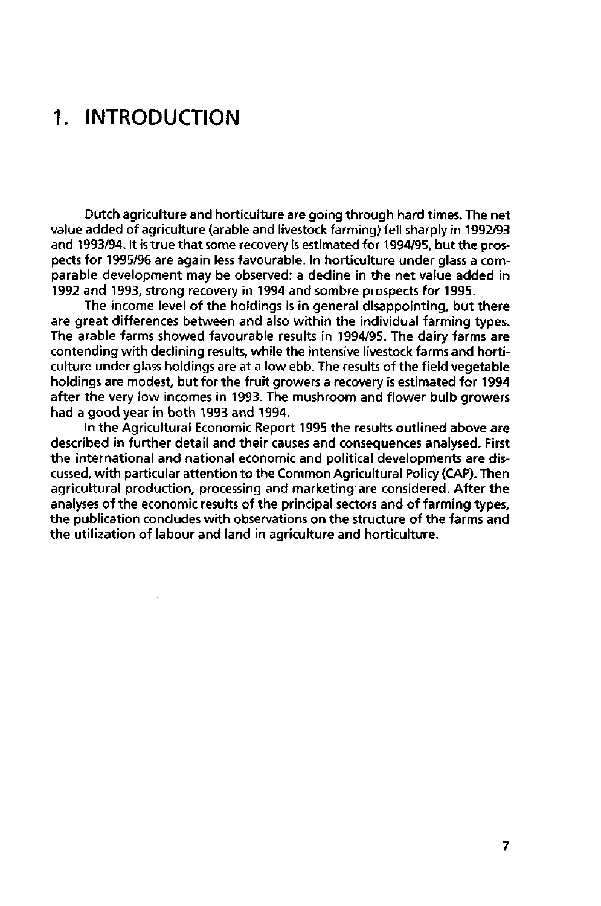# 1. INTRODUCTION

Dutch agriculture and horticulture are going through hard times. The net value added of agriculture (arable and livestock farming) fell sharply in 1992/93 and 1993/94. It is true that some recovery is estimated for 1994/95, but the prospects for 1995/96 are again less favourable. In horticulture under glass a comparable development may be observed: a decline in the net value added in 1992 and 1993, strong recovery in 1994 and sombre prospects for 1995.

The income level of the holdings is in general disappointing, but there are great differences between and also within the individual farming types. The arable farms showed favourable results in 1994/95. The dairy farms are contending with declining results, while the intensive livestock farms and horticulture under glass holdings are at a low ebb. The results of the field vegetable holdings are modest, but for the fruit growers a recovery is estimated for 1994 after the very low incomes in 1993. The mushroom and flower bulb growers had a good year in both 1993 and 1994.

In the Agricultural Economic Report 1995 the results outlined above are described in further detail and their causes and consequences analysed. First the international and national economic and political developments are discussed, with particular attention to the Common Agricultural Policy (CAP). Then agricultural production, processing and marketing are considered. After the analyses of the economic results of the principal sectors and of farming types, the publication concludes with observations on the structure of the farms and the utilization of labour and land in agriculture and horticulture.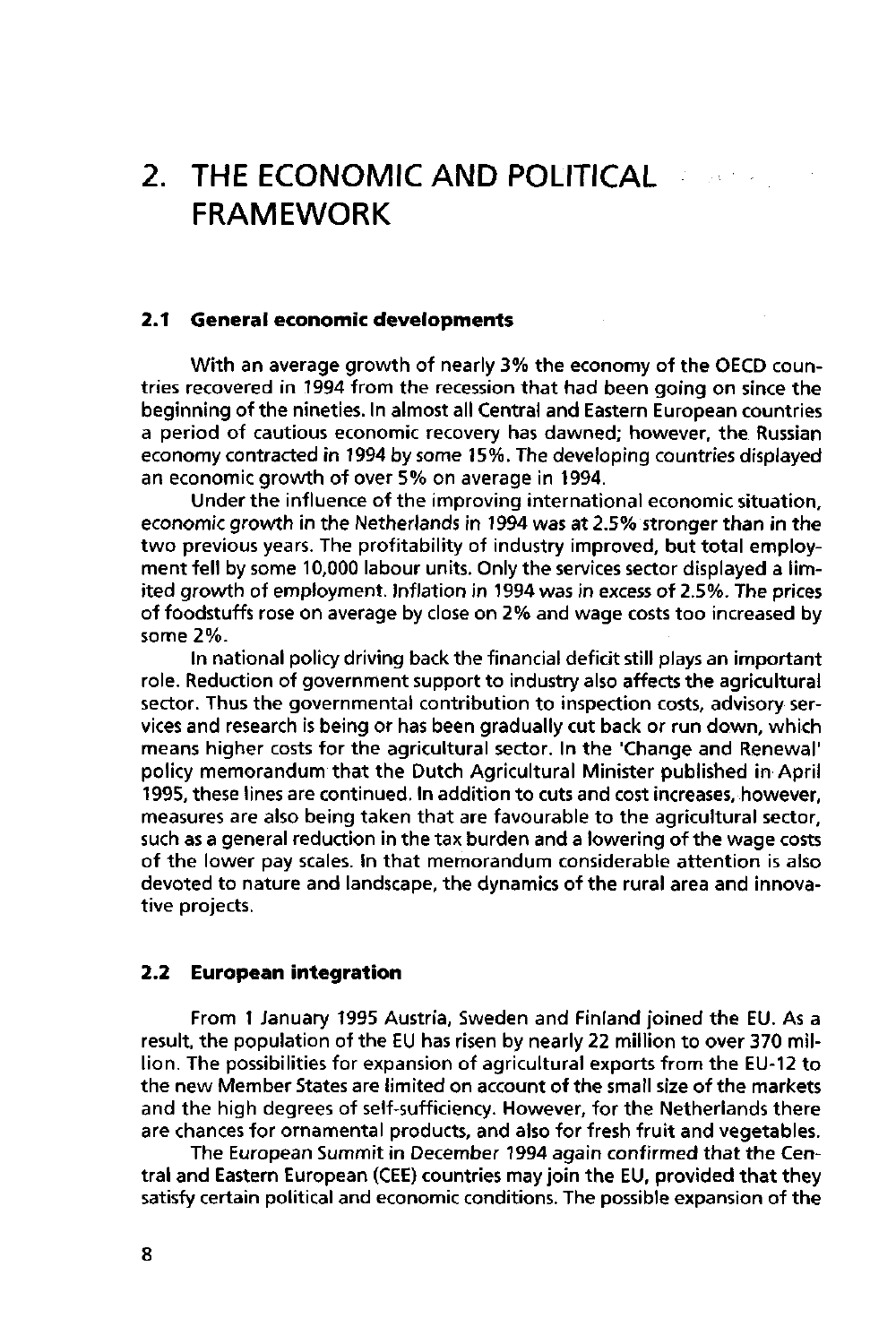# 2. THE ECONOMIC AND POLITICAL FRAMEWORK

## 2.1 General economic developments

With an average growth of nearly 3% the economy of the OECD countries recovered in 1994 from the recession that had been going on since the beginning of the nineties. In almost all Central and Eastern European countries a period of cautious economic recovery has dawned; however, the Russian economy contracted in 1994 by some 15%. The developing countries displayed an economic growth of over 5% on average in 1994.

Under the influence of the improving international economic situation, economic growth in the Netherlands in 1994 was at 2.5% stronger than in the two previous years. The profitability of industry improved, but total employment fell by some 10,000 labour units. Only the services sector displayed a limited growth of employment. Inflation in 1994 was in excess of 2.5%. The prices of foodstuffs rose on average by close on 2% and wage costs too increased by some 2%.

In national policy driving back the financial deficit still plays an important role. Reduction of government support to industry also affects the agricultural sector. Thus the governmental contribution to inspection costs, advisory services and research is being or has been gradually cut back or run down, which means higher costs for the agricultural sector. In the 'Change and Renewal' policy memorandum that the Dutch Agricultural Minister published in April 1995, these lines are continued. In addition to cuts and cost increases, however, measures are also being taken that are favourable to the agricultural sector, such as a general reduction in the tax burden and a lowering of the wage costs of the lower pay scales. In that memorandum considerable attention is also devoted to nature and landscape, the dynamics of the rural area and innovative projects.

## 2.2 European integration

From 1 January 1995 Austria, Sweden and Finland joined the EU. As a result, the population of the EU has risen by nearly 22 million to over 370 million. The possibilities for expansion of agricultural exports from the EU-12 to the new Member States are limited on account of the small size of the markets and the high degrees of self-sufficiency. However, for the Netherlands there are chances for ornamental products, and also for fresh fruit and vegetables.

The European Summit in December 1994 again confirmed that the Central and Eastern European (CEE) countries may join the EU, provided that they satisfy certain political and economic conditions. The possible expansion of the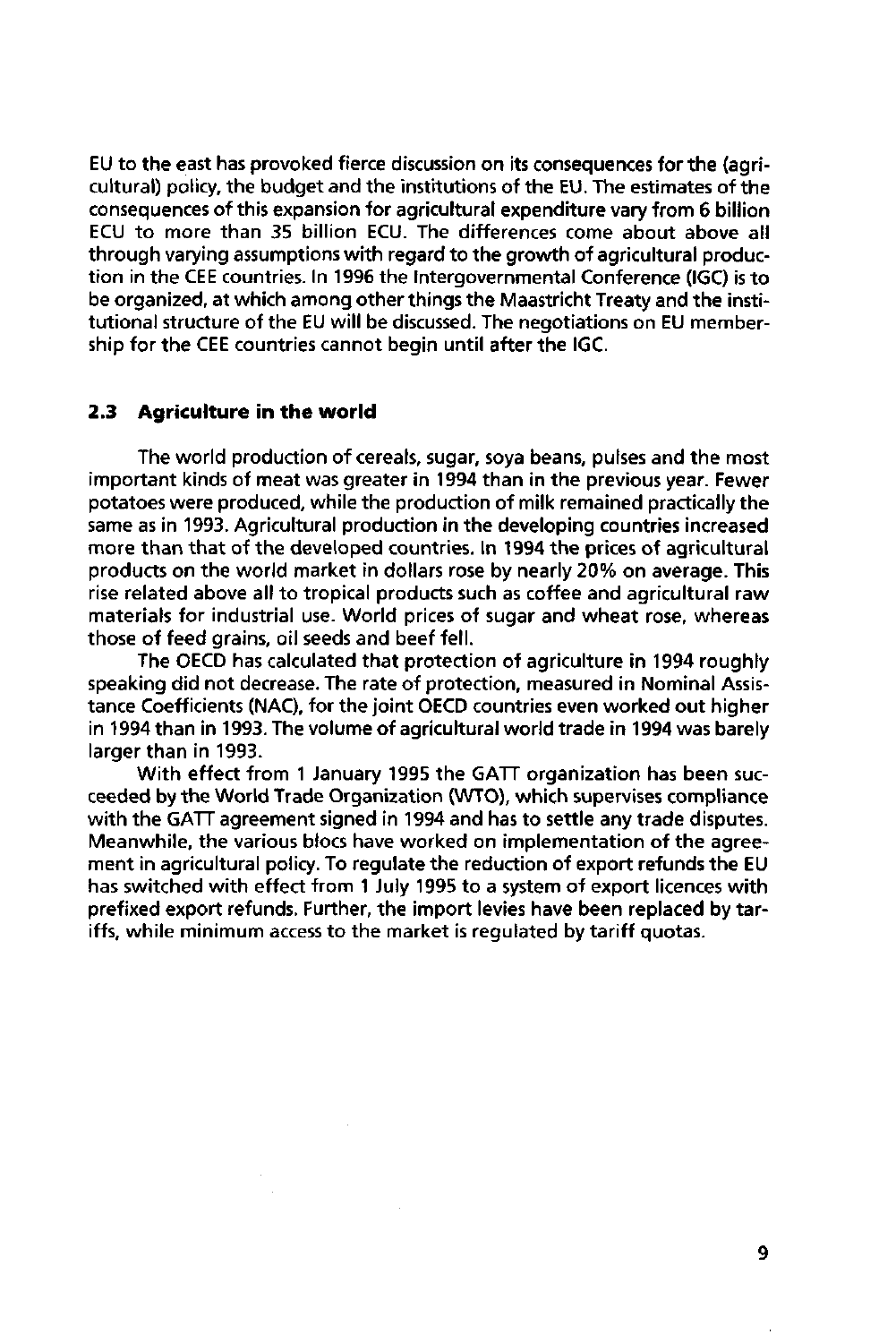EU to the east has provoked fierce discussion on its consequences for the (agricultural) policy, the budget and the institutions of the EU. The estimates of the consequences of this expansion for agricultural expenditure vary from 6 billion ECU to more than 35 billion ECU. The differences come about above all through varying assumptions with regard to the growth of agricultural production in the CEE countries. In 1996 the Intergovernmental Conference (IGC) is to be organized, at which among other things the Maastricht Treaty and the institutional structure of the EU will be discussed. The negotiations on EU membership for the CEE countries cannot begin until after the IGC.

## 2.3 Agriculture in the world

The world production of cereals, sugar, soya beans, pulses and the most important kinds of meat was greater in 1994 than in the previous year. Fewer potatoes were produced, while the production of milk remained practically the same as in 1993. Agricultural production in the developing countries increased more than that of the developed countries. In 1994 the prices of agricultural products on the world market in dollars rose by nearly 20% on average. This rise related above all to tropical products such as coffee and agricultural raw materials for industrial use. World prices of sugar and wheat rose, whereas those of feed grains, oil seeds and beef fell.

The OECD has calculated that protection of agriculture in 1994 roughly speaking did not decrease. The rate of protection, measured in Nominal Assistance Coefficients (NAC), for the joint OECD countries even worked out higher in 1994 than in 1993. The volume of agricultural world trade in 1994 was barely larger than in 1993.

With effect from 1 January 1995 the GATT organization has been succeeded by the World Trade Organization (WTO), which supervises compliance with the GATT agreement signed in 1994 and has to settle any trade disputes. Meanwhile, the various blocs have worked on implementation of the agreement in agricultural policy. To regulate the reduction of export refunds the EU has switched with effect from 1 July 1995 to a system of export licences with prefixed export refunds. Further, the import levies have been replaced by tariffs, while minimum access to the market is regulated by tariff quotas.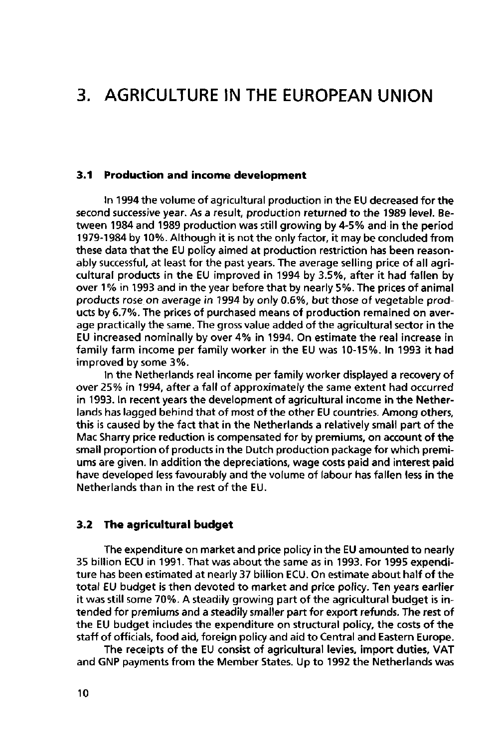# 3. AGRICULTURE IN THE EUROPEAN UNION

## 3.1 Production and income development

In 1994 the volume of agricultural production in the EU decreased for the second successive year. As a result, production returned to the 1989 level. Between 1984 and 1989 production was still growing by 4-5% and in the period 1979-1984 by 10%. Although it is not the only factor, it may be concluded from these data that the EU policy aimed at production restriction has been reasonably successful, at least for the past years. The average selling price of all agricultural products in the EU improved in 1994 by 3.5%, after it had fallen by over 1% in 1993 and in the year before that by nearly 5%. The prices of animal products rose on average in 1994 by only 0.6%, but those of vegetable products by 6.7%. The prices of purchased means of production remained on average practically the same. The gross value added of the agricultural sector in the EU increased nominally by over 4% in 1994. On estimate the real increase in family farm income per family worker in the EU was 10-15%. In 1993 it had improved by some 3%.

In the Netherlands real income per family worker displayed a recovery of over 25% in 1994, after a fall of approximately the same extent had occurred in 1993. In recent years the development of agricultural income in the Netherlands has lagged behind that of most of the other EU countries. Among others, this is caused by the fact that in the Netherlands a relatively small part of the Mac Sharry price reduction is compensated for by premiums, on account of the small proportion of products in the Dutch production package for which premiums are given. In addition the depreciations, wage costs paid and interest paid have developed less favourably and the volume of labour has fallen less in the Netherlands than in the rest of the EU.

## 3.2 The agricultural budget

The expenditure on market and price policy in the EU amounted to nearly 35 billion ECU in 1991. That was about the same as in 1993. For 1995 expenditure has been estimated at nearly 37 billion ECU. On estimate about half of the total EU budget is then devoted to market and price policy. Ten years earlier it was still some 70%. A steadily growing part of the agricultural budget is intended for premiums and a steadily smaller part for export refunds. The rest of the EU budget includes the expenditure on structural policy, the costs of the staff of officials, food aid, foreign policy and aid to Central and Eastern Europe.

The receipts of the EU consist of agricultural levies, import duties, VAT and GNP payments from the Member States. Up to 1992 the Netherlands was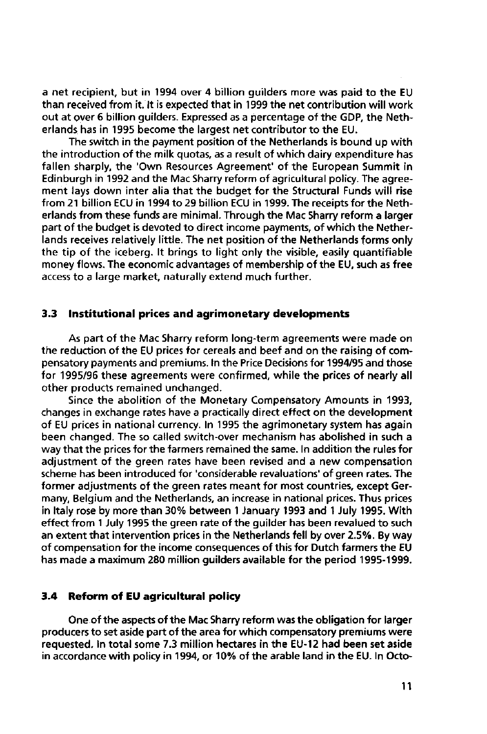a net recipient, but in 1994 over 4 billion guilders more was paid to the EU than received from it. It is expected that in 1999 the net contribution will work out at over 6 billion guilders. Expressed as a percentage of the GDP, the Netherlands has in 1995 become the largest net contributor to the EU.

The switch in the payment position of the Netherlands is bound up with the introduction of the milk quotas, as a result of which dairy expenditure has fallen sharply, the 'Own Resources Agreement' of the European Summit in Edinburgh in 1992 and the Mac Sharry reform of agricultural policy. The agreement lays down inter alia that the budget for the Structural Funds will rise from 21 billion ECU in 1994 to 29 billion ECU in 1999. The receipts for the Netherlands from these funds are minimal. Through the Mac Sharry reform a larger part of the budget is devoted to direct income payments, of which the Netherlands receives relatively little. The net position of the Netherlands forms only the tip of the iceberg. It brings to light only the visible, easily quantifiable money flows. The economic advantages of membership of the EU, such as free access to a large market, naturally extend much further.

### 3.3 Institutional prices and agrimonetary developments

As part of the Mac Sharry reform long-term agreements were made on the reduction of the EU prices for cereals and beef and on the raising of compensatory payments and premiums. In the Price Decisions for 1994/95 and those for 1995/96 these agreements were confirmed, while the prices of nearly all other products remained unchanged.

Since the abolition of the Monetary Compensatory Amounts in 1993, changes in exchange rates have a practically direct effect on the development of EU prices in national currency. In 1995 the agrimonetary system has again been changed. The so called switch-over mechanism has abolished in such a way that the prices for the farmers remained the same. In addition the rules for adjustment of the green rates have been revised and a new compensation scheme has been introduced for 'considerable revaluations' of green rates. The former adjustments of the green rates meant for most countries, except Germany, Belgium and the Netherlands, an increase in national prices. Thus prices in Italy rose by more than 30% between 1 January 1993 and 1 July 1995. With effect from 1 July 1995 the green rate of the guilder has been revalued to such an extent that intervention prices in the Netherlands fell by over 2.5%. By way of compensation for the income consequences of this for Dutch farmers the EU has made a maximum 280 million guilders available for the period 1995-1999.

### 3.4 Reform of EU agricultural policy

One of the aspects of the Mac Sharry reform was the obligation for larger producers to set aside part of the area for which compensatory premiums were requested. In total some 7.3 million hectares in the EU-12 had been set aside in accordance with policy in 1994, or 10% of the arable land in the EU. In Octo-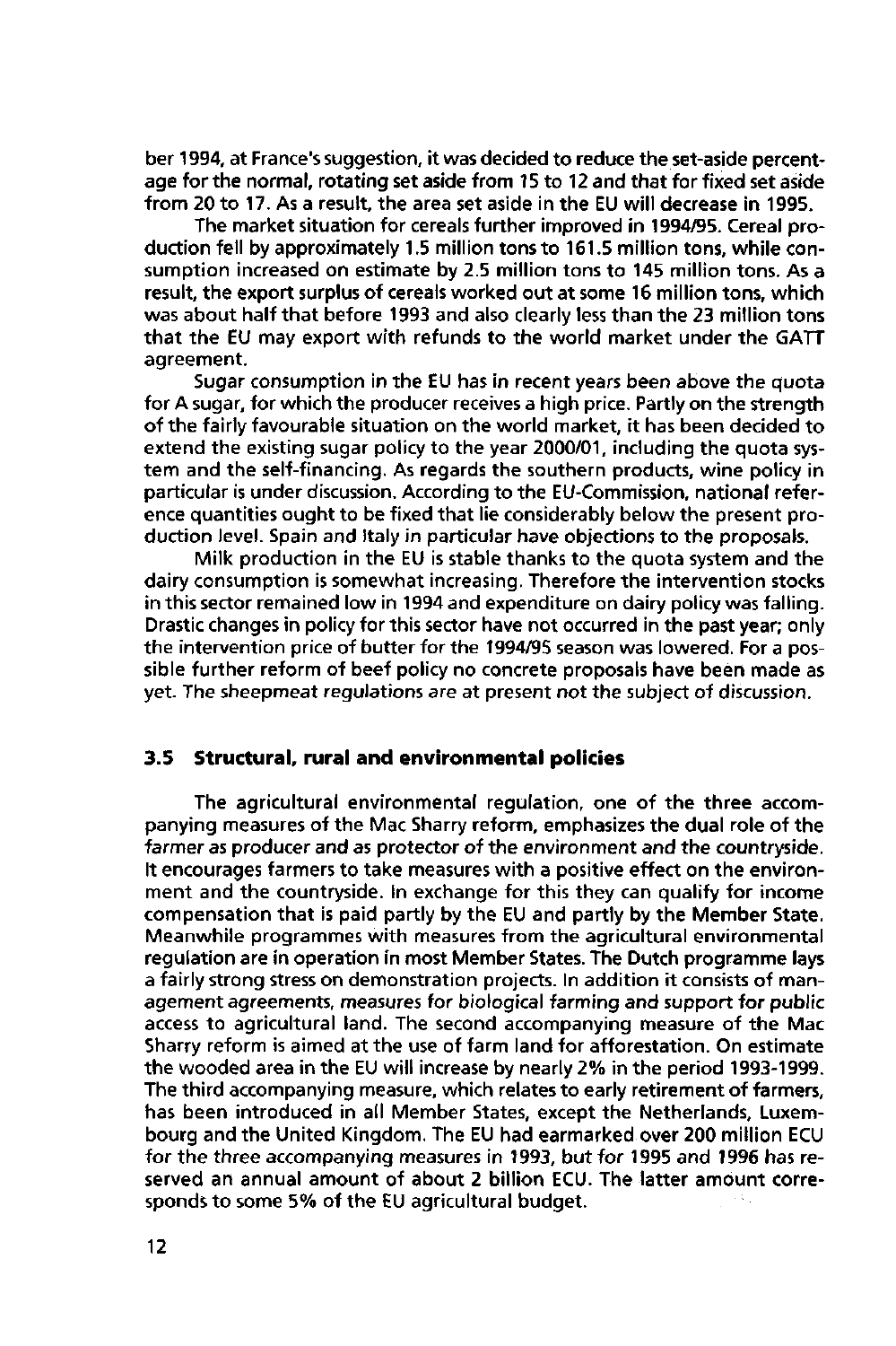ber 1994, at France's suggestion, it was decided to reduce the set-aside percentage for the normal, rotating set aside from 15 to 12 and that for fixed set aside from 20 to 17. As a result, the area set aside in the EU will decrease in 1995.

The market situation for cereals further improved in 1994/95. Cereal production fell by approximately 1.5 million tons to 161.5 million tons, while consumption increased on estimate by 2.5 million tons to 145 million tons. As a result, the export surplus of cereals worked out at some 16 million tons, which was about half that before 1993 and also clearly less than the 23 million tons that the EU may export with refunds to the world market under the GATT agreement.

Sugar consumption in the EU has in recent years been above the quota for A sugar, for which the producer receives a high price. Partly on the strength of the fairly favourable situation on the world market, it has been decided to extend the existing sugar policy to the year 2000/01, including the quota system and the self-financing. As regards the southern products, wine policy in particular is under discussion. According to the EU-Commission, national reference quantities ought to be fixed that lie considerably below the present production level. Spain and Italy in particular have objections to the proposals.

Milk production in the EU is stable thanks to the quota system and the dairy consumption is somewhat increasing. Therefore the intervention stocks in this sector remained low in 1994 and expenditure on dairy policy was falling. Drastic changes in policy for this sector have not occurred in the past year; only the intervention price of butter for the 1994/95 season was lowered. For a possible further reform of beef policy no concrete proposals have been made as yet. The sheepmeat regulations are at present not the subject of discussion.

### 3.5 Structural, rural and environmental policies

The agricultural environmental regulation, one of the three accompanying measures of the Mac Sharry reform, emphasizes the dual role of the farmer as producer and as protector of the environment and the countryside. It encourages farmers to take measures with a positive effect on the environment and the countryside. In exchange for this they can qualify for income compensation that is paid partly by the EU and partly by the Member State. Meanwhile programmes with measures from the agricultural environmental regulation are in operation in most Member States. The Dutch programme lays a fairly strong stress on demonstration projects. In addition it consists of management agreements, measures for biological farming and support for public access to agricultural land. The second accompanying measure of the Mac Sharry reform is aimed at the use of farm land for afforestation. On estimate the wooded area in the EU will increase by nearly 2% in the period 1993-1999. The third accompanying measure, which relates to early retirement of farmers, has been introduced in all Member States, except the Netherlands, Luxembourg and the United Kingdom. The EU had earmarked over 200 million ECU for the three accompanying measures in 1993, but for 1995 and 1996 has reserved an annual amount of about 2 billion ECU. The latter amount corresponds to some 5% of the EU agricultural budget.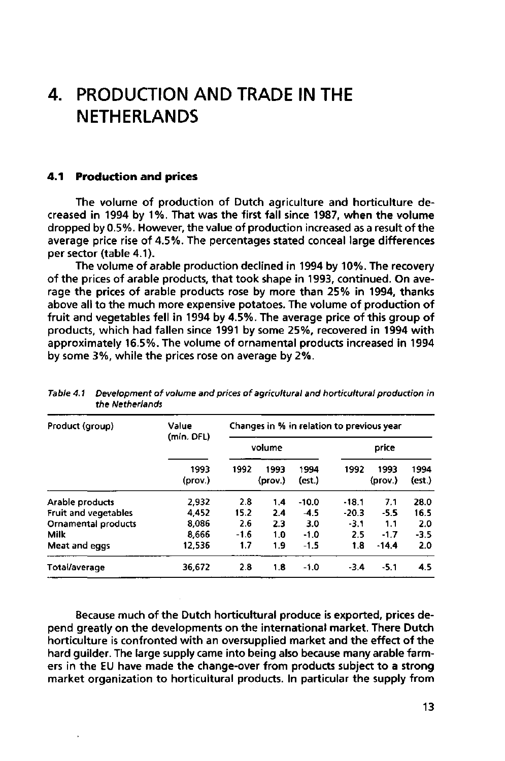# 4. PRODUCTION AND TRADE IN THE NETHERLANDS

## 4.1 Production and prices

The volume of production of Dutch agriculture and horticulture decreased in 1994 by 1%. That was the first fall since 1987, when the volume dropped by 0.5%. However, the value of production increased as a result of the average price rise of 4.5%. The percentages stated conceal large differences per sector (table 4.1).

The volume of arable production declined in 1994 by 10%. The recovery of the prices of arable products, that took shape in 1993, continued. On average the prices of arable products rose by more than 25% in 1994, thanks above all to the much more expensive potatoes. The volume of production of fruit and vegetables fell in 1994 by 4.5%. The average price of this group of products, which had fallen since 1991 by some 25%, recovered in 1994 with approximately 16.5%. The volume of ornamental products increased in 1994 by some 3%, while the prices rose on average by 2%.

*Table 4.1 Development of volume and prices of agricultural and horticultural production in the Netherlands*

| Product (group) | Value (mln. DFL) | Changes in % in relation to previous year | | | | | |
|---|---|---|---|---|---|---|---|
| | | volume | | | price | | |
| | 1993 (prov.) | 1992 | 1993 (prov.) | 1994 (est.) | 1992 | 1993 (prov.) | 1994 (est.) |
| Arable products | 2,932 | 2.8 | 1.4 | -10.0 | -18.1 | 7.1 | 28.0 |
| Fruit and vegetables | 4,452 | 15.2 | 2.4 | -4.5 | -20.3 | -5.5 | 16.5 |
| Ornamental products | 8,086 | 2.6 | 2.3 | 3.0 | -3.1 | 1.1 | 2.0 |
| Milk | 8,666 | -1.6 | 1.0 | -1.0 | 2.5 | -1.7 | -3.5 |
| Meat and eggs | 12,536 | 1.7 | 1.9 | -1.5 | 1.8 | -14.4 | 2.0 |
| Total/average | 36,672 | 2.8 | 1.8 | -1.0 | -3.4 | -5.1 | 4.5 |

Because much of the Dutch horticultural produce is exported, prices depend greatly on the developments on the international market. There Dutch horticulture is confronted with an oversupplied market and the effect of the hard guilder. The large supply came into being also because many arable farmers in the EU have made the change-over from products subject to a strong market organization to horticultural products. In particular the supply from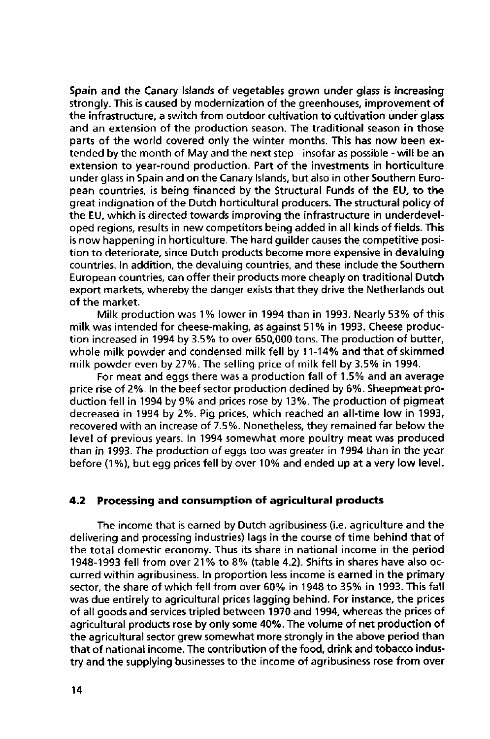Spain and the Canary Islands of vegetables grown under glass is increasing strongly. This is caused by modernization of the greenhouses, improvement of the infrastructure, a switch from outdoor cultivation to cultivation under glass and an extension of the production season. The traditional season in those parts of the world covered only the winter months. This has now been extended by the month of May and the next step - insofar as possible - will be an extension to year-round production. Part of the investments in horticulture under glass in Spain and on the Canary Islands, but also in other Southern European countries, is being financed by the Structural Funds of the EU, to the great indignation of the Dutch horticultural producers. The structural policy of the EU, which is directed towards improving the infrastructure in underdeveloped regions, results in new competitors being added in all kinds of fields. This is now happening in horticulture. The hard guilder causes the competitive position to deteriorate, since Dutch products become more expensive in devaluing countries. In addition, the devaluing countries, and these include the Southern European countries, can offer their products more cheaply on traditional Dutch export markets, whereby the danger exists that they drive the Netherlands out of the market.

Milk production was 1% lower in 1994 than in 1993. Nearly 53% of this milk was intended for cheese-making, as against 51% in 1993. Cheese production increased in 1994 by 3.5% to over 650,000 tons. The production of butter, whole milk powder and condensed milk fell by 11-14% and that of skimmed milk powder even by 27%. The selling price of milk fell by 3.5% in 1994.

For meat and eggs there was a production fall of 1.5% and an average price rise of 2%. In the beef sector production declined by 6%. Sheepmeat production fell in 1994 by 9% and prices rose by 13%. The production of pigmeat decreased in 1994 by 2%. Pig prices, which reached an all-time low in 1993, recovered with an increase of 7.5%. Nonetheless, they remained far below the level of previous years. In 1994 somewhat more poultry meat was produced than in 1993. The production of eggs too was greater in 1994 than in the year before (1%), but egg prices fell by over 10% and ended up at a very low level.

### 4.2 Processing and consumption of agricultural products

The income that is earned by Dutch agribusiness (i.e. agriculture and the delivering and processing industries) lags in the course of time behind that of the total domestic economy. Thus its share in national income in the period 1948-1993 fell from over 21% to 8% (table 4.2). Shifts in shares have also occurred within agribusiness. In proportion less income is earned in the primary sector, the share of which fell from over 60% in 1948 to 35% in 1993. This fall was due entirely to agricultural prices lagging behind. For instance, the prices of all goods and services tripled between 1970 and 1994, whereas the prices of agricultural products rose by only some 40%. The volume of net production of the agricultural sector grew somewhat more strongly in the above period than that of national income. The contribution of the food, drink and tobacco industry and the supplying businesses to the income of agribusiness rose from over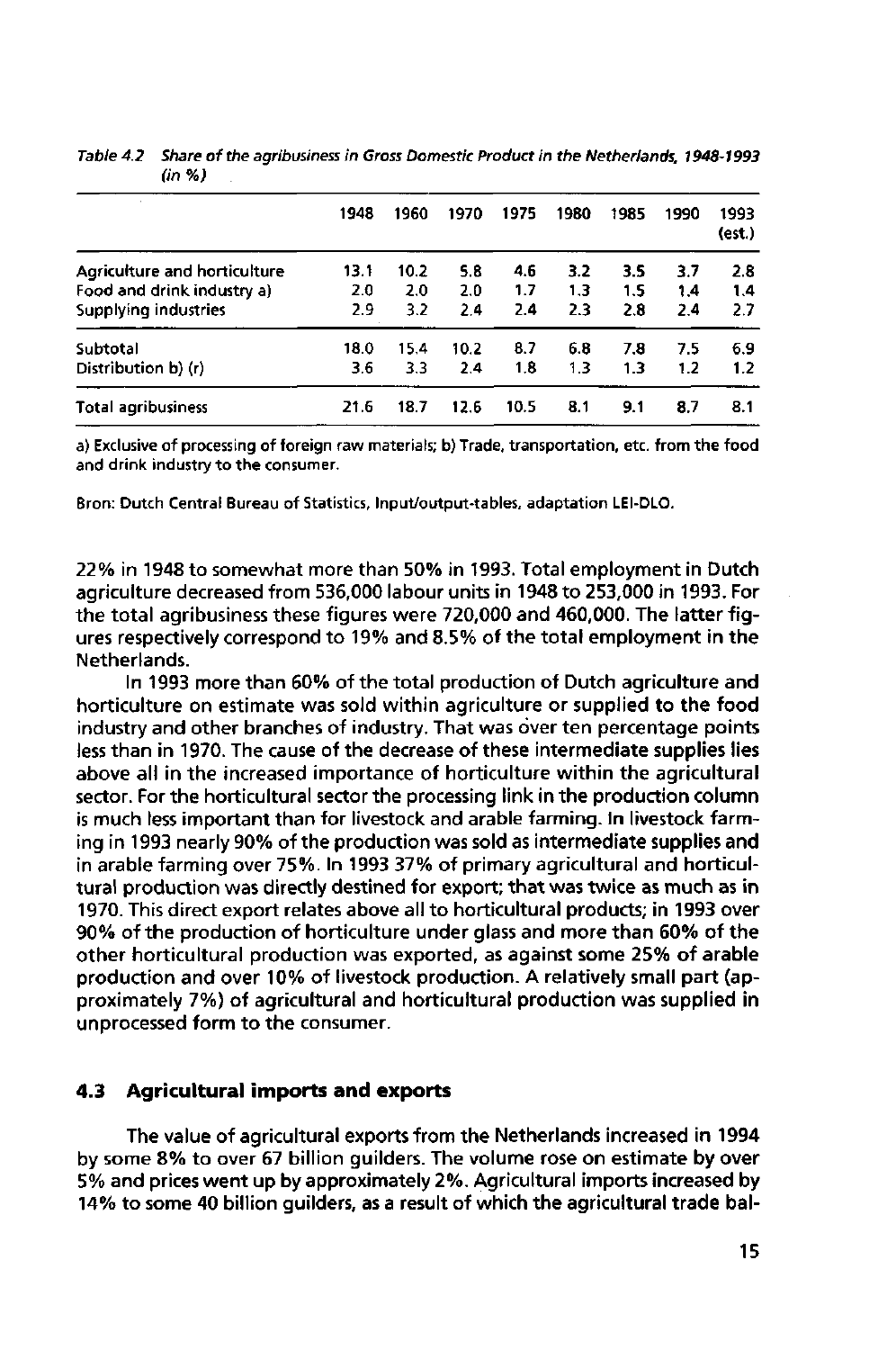*Table 4.2 Share of the agribusiness in Gross Domestic Product in the Netherlands, 1948-1993 (in %)*

| | 1948 | 1960 | 1970 | 1975 | 1980 | 1985 | 1990 | 1993 (est.) |
|---|---|---|---|---|---|---|---|---|
| Agriculture and horticulture | 13.1 | 10.2 | 5.8 | 4.6 | 3.2 | 3.5 | 3.7 | 2.8 |
| Food and drink industry a) | 2.0 | 2.0 | 2.0 | 1.7 | 1.3 | 1.5 | 1.4 | 1.4 |
| Supplying industries | 2.9 | 3.2 | 2.4 | 2.4 | 2.3 | 2.8 | 2.4 | 2.7 |
| Subtotal | 18.0 | 15.4 | 10.2 | 8.7 | 6.8 | 7.8 | 7.5 | 6.9 |
| Distribution b) (r) | 3.6 | 3.3 | 2.4 | 1.8 | 1.3 | 1.3 | 1.2 | 1.2 |
| Total agribusiness | 21.6 | 18.7 | 12.6 | 10.5 | 8.1 | 9.1 | 8.7 | 8.1 |

a) Exclusive of processing of foreign raw materials; b) Trade, transportation, etc. from the food and drink industry to the consumer.

Bron: Dutch Central Bureau of Statistics, Input/output-tables, adaptation LEI-DLO.

22% in 1948 to somewhat more than 50% in 1993. Total employment in Dutch agriculture decreased from 536,000 labour units in 1948 to 253,000 in 1993. For the total agribusiness these figures were 720,000 and 460,000. The latter figures respectively correspond to 19% and 8.5% of the total employment in the Netherlands.

In 1993 more than 60% of the total production of Dutch agriculture and horticulture on estimate was sold within agriculture or supplied to the food industry and other branches of industry. That was over ten percentage points less than in 1970. The cause of the decrease of these intermediate supplies lies above all in the increased importance of horticulture within the agricultural sector. For the horticultural sector the processing link in the production column is much less important than for livestock and arable farming. In livestock farming in 1993 nearly 90% of the production was sold as intermediate supplies and in arable farming over 75%. In 1993 37% of primary agricultural and horticultural production was directly destined for export; that was twice as much as in 1970. This direct export relates above all to horticultural products; in 1993 over 90% of the production of horticulture under glass and more than 60% of the other horticultural production was exported, as against some 25% of arable production and over 10% of livestock production. A relatively small part (approximately 7%) of agricultural and horticultural production was supplied in unprocessed form to the consumer.

### 4.3 Agricultural imports and exports

The value of agricultural exports from the Netherlands increased in 1994 by some 8% to over 67 billion guilders. The volume rose on estimate by over 5% and prices went up by approximately 2%. Agricultural imports increased by 14% to some 40 billion guilders, as a result of which the agricultural trade bal-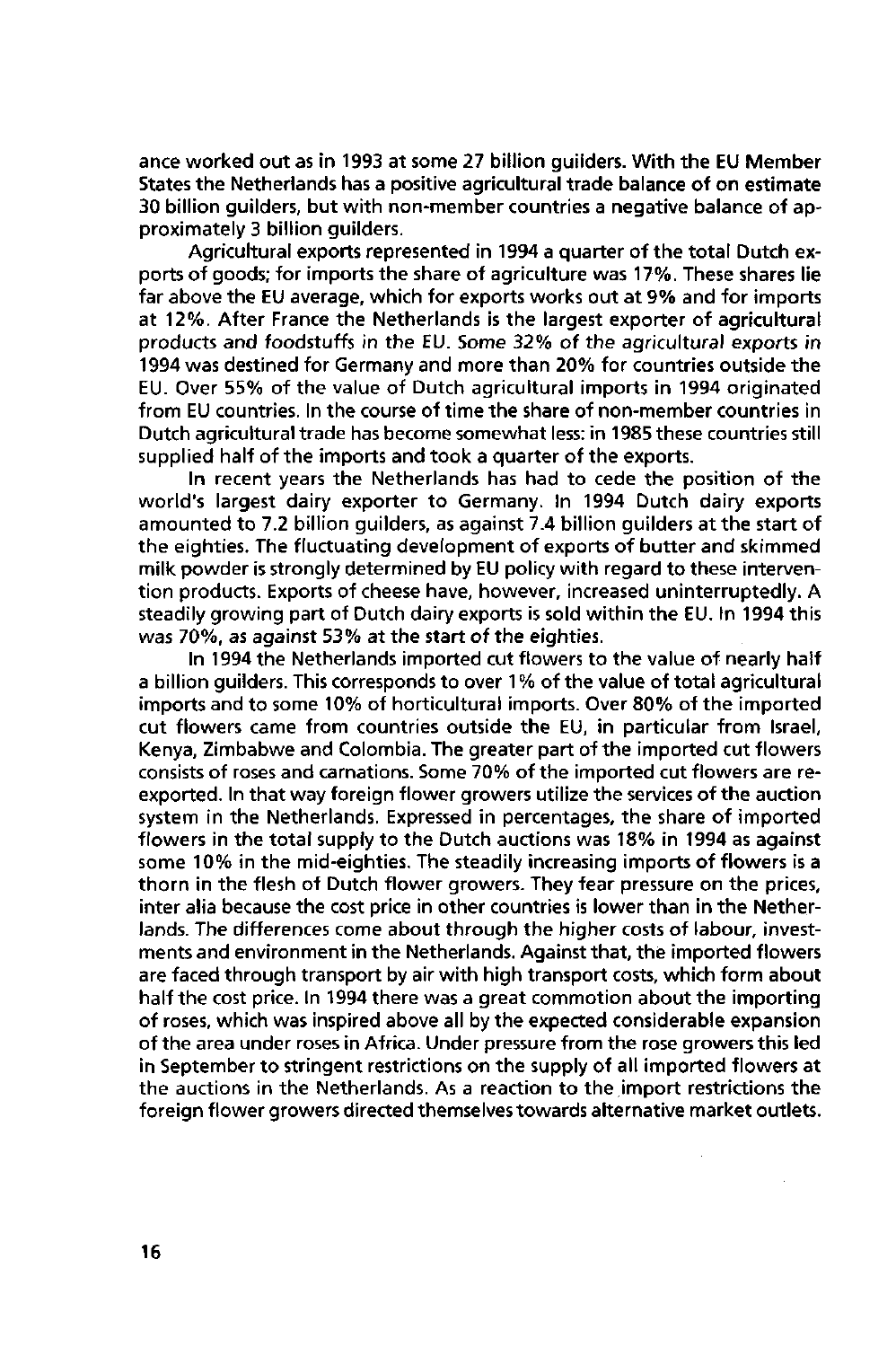ance worked out as in 1993 at some 27 billion guilders. With the EU Member States the Netherlands has a positive agricultural trade balance of on estimate 30 billion guilders, but with non-member countries a negative balance of approximately 3 billion guilders.

Agricultural exports represented in 1994 a quarter of the total Dutch exports of goods; for imports the share of agriculture was 17%. These shares lie far above the EU average, which for exports works out at 9% and for imports at 12%. After France the Netherlands is the largest exporter of agricultural products and foodstuffs in the EU. Some 32% of the agricultural exports in 1994 was destined for Germany and more than 20% for countries outside the EU. Over 55% of the value of Dutch agricultural imports in 1994 originated from EU countries. In the course of time the share of non-member countries in Dutch agricultural trade has become somewhat less: in 1985 these countries still supplied half of the imports and took a quarter of the exports.

In recent years the Netherlands has had to cede the position of the world's largest dairy exporter to Germany. In 1994 Dutch dairy exports amounted to 7.2 billion guilders, as against 7.4 billion guilders at the start of the eighties. The fluctuating development of exports of butter and skimmed milk powder is strongly determined by EU policy with regard to these intervention products. Exports of cheese have, however, increased uninterruptedly. A steadily growing part of Dutch dairy exports is sold within the EU. In 1994 this was 70%, as against 53% at the start of the eighties.

In 1994 the Netherlands imported cut flowers to the value of nearly half a billion guilders. This corresponds to over 1% of the value of total agricultural imports and to some 10% of horticultural imports. Over 80% of the imported cut flowers came from countries outside the EU, in particular from Israel, Kenya, Zimbabwe and Colombia. The greater part of the imported cut flowers consists of roses and carnations. Some 70% of the imported cut flowers are re-exported. In that way foreign flower growers utilize the services of the auction system in the Netherlands. Expressed in percentages, the share of imported flowers in the total supply to the Dutch auctions was 18% in 1994 as against some 10% in the mid-eighties. The steadily increasing imports of flowers is a thorn in the flesh of Dutch flower growers. They fear pressure on the prices, inter alia because the cost price in other countries is lower than in the Netherlands. The differences come about through the higher costs of labour, investments and environment in the Netherlands. Against that, the imported flowers are faced through transport by air with high transport costs, which form about half the cost price. In 1994 there was a great commotion about the importing of roses, which was inspired above all by the expected considerable expansion of the area under roses in Africa. Under pressure from the rose growers this led in September to stringent restrictions on the supply of all imported flowers at the auctions in the Netherlands. As a reaction to the import restrictions the foreign flower growers directed themselves towards alternative market outlets.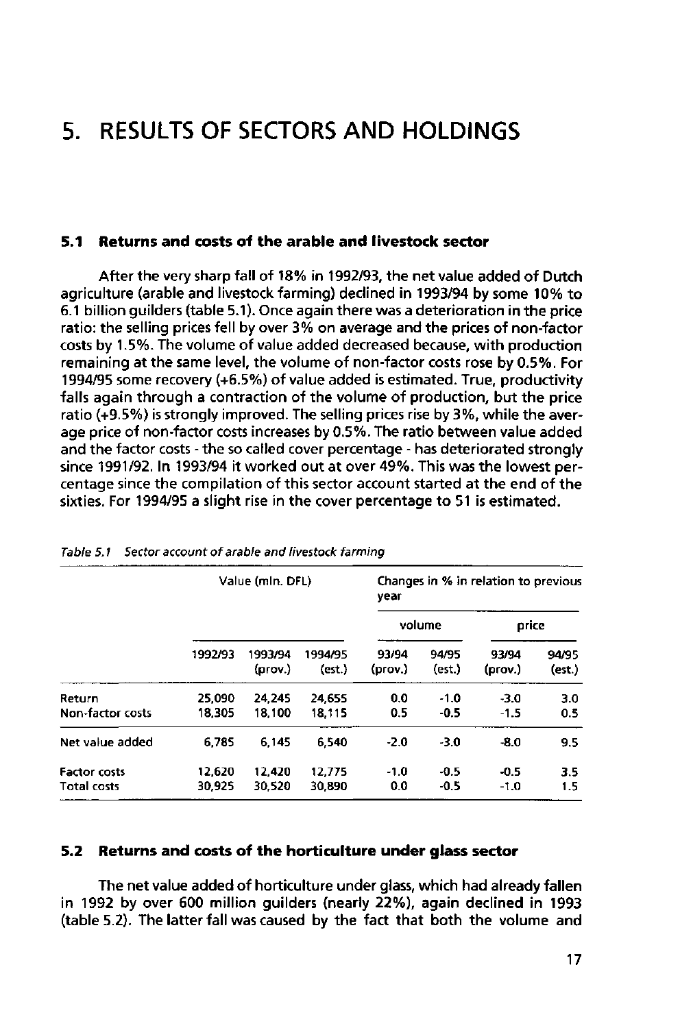# 5. RESULTS OF SECTORS AND HOLDINGS

## 5.1 Returns and costs of the arable and livestock sector

After the very sharp fall of 18% in 1992/93, the net value added of Dutch agriculture (arable and livestock farming) declined in 1993/94 by some 10% to 6.1 billion guilders (table 5.1). Once again there was a deterioration in the price ratio: the selling prices fell by over 3% on average and the prices of non-factor costs by 1.5%. The volume of value added decreased because, with production remaining at the same level, the volume of non-factor costs rose by 0.5%. For 1994/95 some recovery (+6.5%) of value added is estimated. True, productivity falls again through a contraction of the volume of production, but the price ratio (+9.5%) is strongly improved. The selling prices rise by 3%, while the average price of non-factor costs increases by 0.5%. The ratio between value added and the factor costs - the so called cover percentage - has deteriorated strongly since 1991/92. In 1993/94 it worked out at over 49%. This was the lowest percentage since the compilation of this sector account started at the end of the sixties. For 1994/95 a slight rise in the cover percentage to 51 is estimated.

*Table 5.1 Sector account of arable and livestock farming*

| | Value (mln. DFL) | | | Changes in % in relation to previous year | | | |
|---|---|---|---|---|---|---|---|
| | | | | volume | | price | |
| | 1992/93 | 1993/94 (prov.) | 1994/95 (est.) | 93/94 (prov.) | 94/95 (est.) | 93/94 (prov.) | 94/95 (est.) |
| Return | 25,090 | 24,245 | 24,655 | 0.0 | -1.0 | -3.0 | 3.0 |
| Non-factor costs | 18,305 | 18,100 | 18,115 | 0.5 | -0.5 | -1.5 | 0.5 |
| Net value added | 6,785 | 6,145 | 6,540 | -2.0 | -3.0 | -8.0 | 9.5 |
| Factor costs | 12,620 | 12,420 | 12,775 | -1.0 | -0.5 | -0.5 | 3.5 |
| Total costs | 30,925 | 30,520 | 30,890 | 0.0 | -0.5 | -1.0 | 1.5 |

## 5.2 Returns and costs of the horticulture under glass sector

The net value added of horticulture under glass, which had already fallen in 1992 by over 600 million guilders (nearly 22%), again declined in 1993 (table 5.2). The latter fall was caused by the fact that both the volume and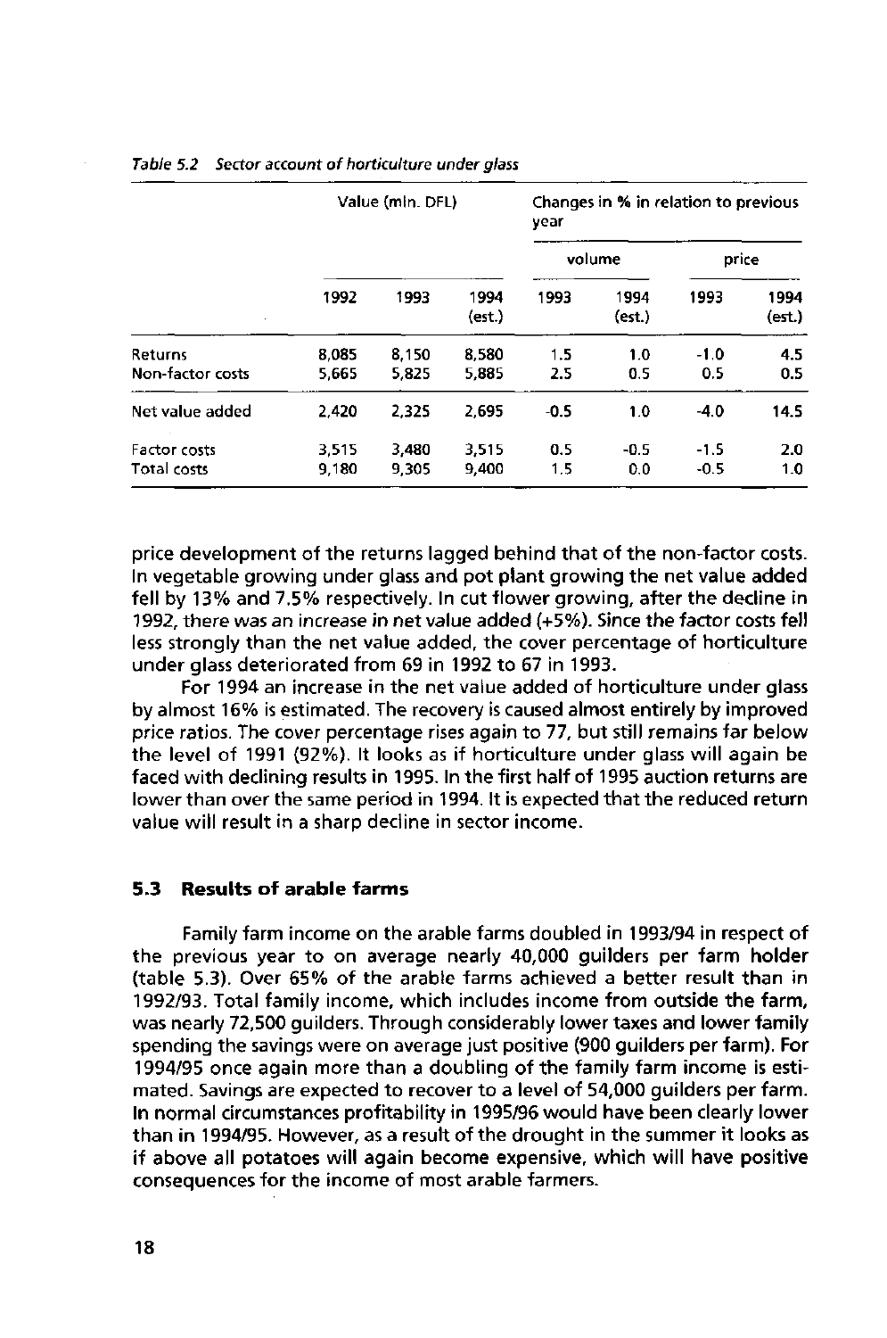*Table 5.2 Sector account of horticulture under glass*

| | Value (mln. DFL) | | | Changes in % in relation to previous year | | | |
|---|---|---|---|---|---|---|---|
| | | | | volume | | price | |
| | 1992 | 1993 | 1994 (est.) | 1993 | 1994 (est.) | 1993 | 1994 (est.) |
| Returns | 8,085 | 8,150 | 8,580 | 1.5 | 1.0 | -1.0 | 4.5 |
| Non-factor costs | 5,665 | 5,825 | 5,885 | 2.5 | 0.5 | 0.5 | 0.5 |
| Net value added | 2,420 | 2,325 | 2,695 | -0.5 | 1.0 | -4.0 | 14.5 |
| Factor costs | 3,515 | 3,480 | 3,515 | 0.5 | -0.5 | -1.5 | 2.0 |
| Total costs | 9,180 | 9,305 | 9,400 | 1.5 | 0.0 | -0.5 | 1.0 |

price development of the returns lagged behind that of the non-factor costs. In vegetable growing under glass and pot plant growing the net value added fell by 13% and 7.5% respectively. In cut flower growing, after the decline in 1992, there was an increase in net value added (+5%). Since the factor costs fell less strongly than the net value added, the cover percentage of horticulture under glass deteriorated from 69 in 1992 to 67 in 1993.

For 1994 an increase in the net value added of horticulture under glass by almost 16% is estimated. The recovery is caused almost entirely by improved price ratios. The cover percentage rises again to 77, but still remains far below the level of 1991 (92%). It looks as if horticulture under glass will again be faced with declining results in 1995. In the first half of 1995 auction returns are lower than over the same period in 1994. It is expected that the reduced return value will result in a sharp decline in sector income.

### 5.3 Results of arable farms

Family farm income on the arable farms doubled in 1993/94 in respect of the previous year to on average nearly 40,000 guilders per farm holder (table 5.3). Over 65% of the arable farms achieved a better result than in 1992/93. Total family income, which includes income from outside the farm, was nearly 72,500 guilders. Through considerably lower taxes and lower family spending the savings were on average just positive (900 guilders per farm). For 1994/95 once again more than a doubling of the family farm income is estimated. Savings are expected to recover to a level of 54,000 guilders per farm. In normal circumstances profitability in 1995/96 would have been clearly lower than in 1994/95. However, as a result of the drought in the summer it looks as if above all potatoes will again become expensive, which will have positive consequences for the income of most arable farmers.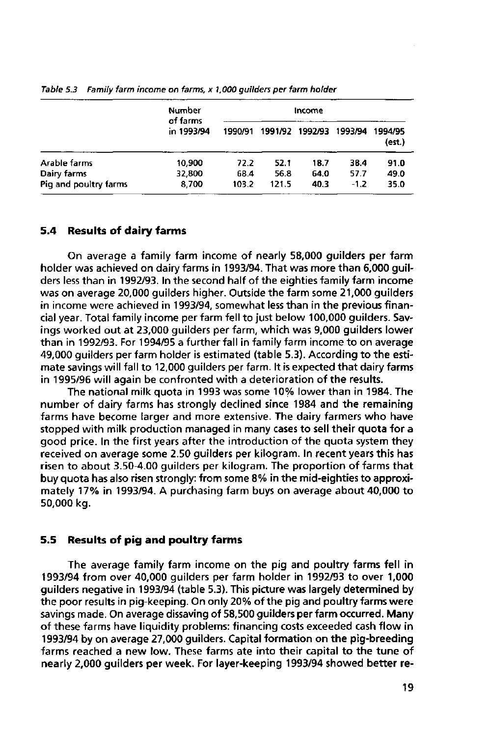*Table 5.3 Family farm income on farms, x 1,000 guilders per farm holder*

| | Number of farms in 1993/94 | Income | | | | |
|---|---|---|---|---|---|---|
| | | 1990/91 | 1991/92 | 1992/93 | 1993/94 | 1994/95 (est.) |
| Arable farms | 10,900 | 72.2 | 52.1 | 18.7 | 38.4 | 91.0 |
| Dairy farms | 32,800 | 68.4 | 56.8 | 64.0 | 57.7 | 49.0 |
| Pig and poultry farms | 8,700 | 103.2 | 121.5 | 40.3 | -1.2 | 35.0 |

### 5.4 Results of dairy farms

On average a family farm income of nearly 58,000 guilders per farm holder was achieved on dairy farms in 1993/94. That was more than 6,000 guilders less than in 1992/93. In the second half of the eighties family farm income was on average 20,000 guilders higher. Outside the farm some 21,000 guilders in income were achieved in 1993/94, somewhat less than in the previous financial year. Total family income per farm fell to just below 100,000 guilders. Savings worked out at 23,000 guilders per farm, which was 9,000 guilders lower than in 1992/93. For 1994/95 a further fall in family farm income to on average 49,000 guilders per farm holder is estimated (table 5.3). According to the estimate savings will fall to 12,000 guilders per farm. It is expected that dairy farms in 1995/96 will again be confronted with a deterioration of the results.

The national milk quota in 1993 was some 10% lower than in 1984. The number of dairy farms has strongly declined since 1984 and the remaining farms have become larger and more extensive. The dairy farmers who have stopped with milk production managed in many cases to sell their quota for a good price. In the first years after the introduction of the quota system they received on average some 2.50 guilders per kilogram. In recent years this has risen to about 3.50-4.00 guilders per kilogram. The proportion of farms that buy quota has also risen strongly: from some 8% in the mid-eighties to approximately 17% in 1993/94. A purchasing farm buys on average about 40,000 to 50,000 kg.

### 5.5 Results of pig and poultry farms

The average family farm income on the pig and poultry farms fell in 1993/94 from over 40,000 guilders per farm holder in 1992/93 to over 1,000 guilders negative in 1993/94 (table 5.3). This picture was largely determined by the poor results in pig-keeping. On only 20% of the pig and poultry farms were savings made. On average dissaving of 58,500 guilders per farm occurred. Many of these farms have liquidity problems: financing costs exceeded cash flow in 1993/94 by on average 27,000 guilders. Capital formation on the pig-breeding farms reached a new low. These farms ate into their capital to the tune of nearly 2,000 guilders per week. For layer-keeping 1993/94 showed better re-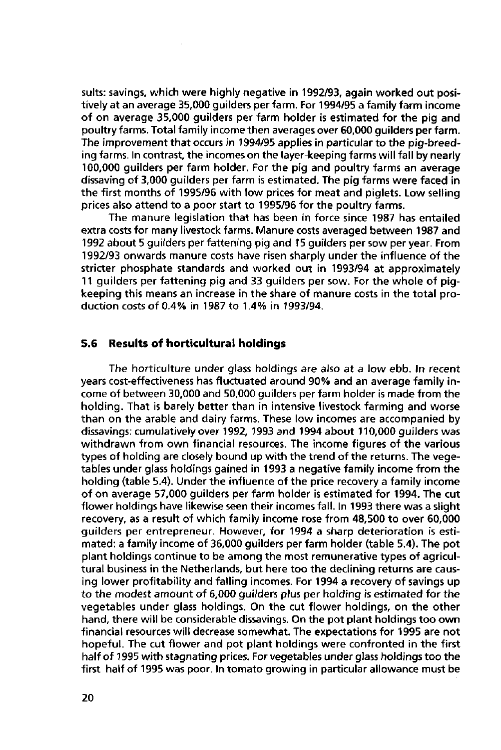sults: savings, which were highly negative in 1992/93, again worked out positively at an average 35,000 guilders per farm. For 1994/95 a family farm income of on average 35,000 guilders per farm holder is estimated for the pig and poultry farms. Total family income then averages over 60,000 guilders per farm. The improvement that occurs in 1994/95 applies in particular to the pig-breeding farms. In contrast, the incomes on the layer-keeping farms will fall by nearly 100,000 guilders per farm holder. For the pig and poultry farms an average dissaving of 3,000 guilders per farm is estimated. The pig farms were faced in the first months of 1995/96 with low prices for meat and piglets. Low selling prices also attend to a poor start to 1995/96 for the poultry farms.

The manure legislation that has been in force since 1987 has entailed extra costs for many livestock farms. Manure costs averaged between 1987 and 1992 about 5 guilders per fattening pig and 15 guilders per sow per year. From 1992/93 onwards manure costs have risen sharply under the influence of the stricter phosphate standards and worked out in 1993/94 at approximately 11 guilders per fattening pig and 33 guilders per sow. For the whole of pig-keeping this means an increase in the share of manure costs in the total production costs of 0.4% in 1987 to 1.4% in 1993/94.

## 5.6 Results of horticultural holdings

The horticulture under glass holdings are also at a low ebb. In recent years cost-effectiveness has fluctuated around 90% and an average family income of between 30,000 and 50,000 guilders per farm holder is made from the holding. That is barely better than in intensive livestock farming and worse than on the arable and dairy farms. These low incomes are accompanied by dissavings: cumulatively over 1992, 1993 and 1994 about 110,000 guilders was withdrawn from own financial resources. The income figures of the various types of holding are closely bound up with the trend of the returns. The vegetables under glass holdings gained in 1993 a negative family income from the holding (table 5.4). Under the influence of the price recovery a family income of on average 57,000 guilders per farm holder is estimated for 1994. The cut flower holdings have likewise seen their incomes fall. In 1993 there was a slight recovery, as a result of which family income rose from 48,500 to over 60,000 guilders per entrepreneur. However, for 1994 a sharp deterioration is estimated: a family income of 36,000 guilders per farm holder (table 5.4). The pot plant holdings continue to be among the most remunerative types of agricultural business in the Netherlands, but here too the declining returns are causing lower profitability and falling incomes. For 1994 a recovery of savings up to the modest amount of 6,000 guilders plus per holding is estimated for the vegetables under glass holdings. On the cut flower holdings, on the other hand, there will be considerable dissavings. On the pot plant holdings too own financial resources will decrease somewhat. The expectations for 1995 are not hopeful. The cut flower and pot plant holdings were confronted in the first half of 1995 with stagnating prices. For vegetables under glass holdings too the first half of 1995 was poor. In tomato growing in particular allowance must be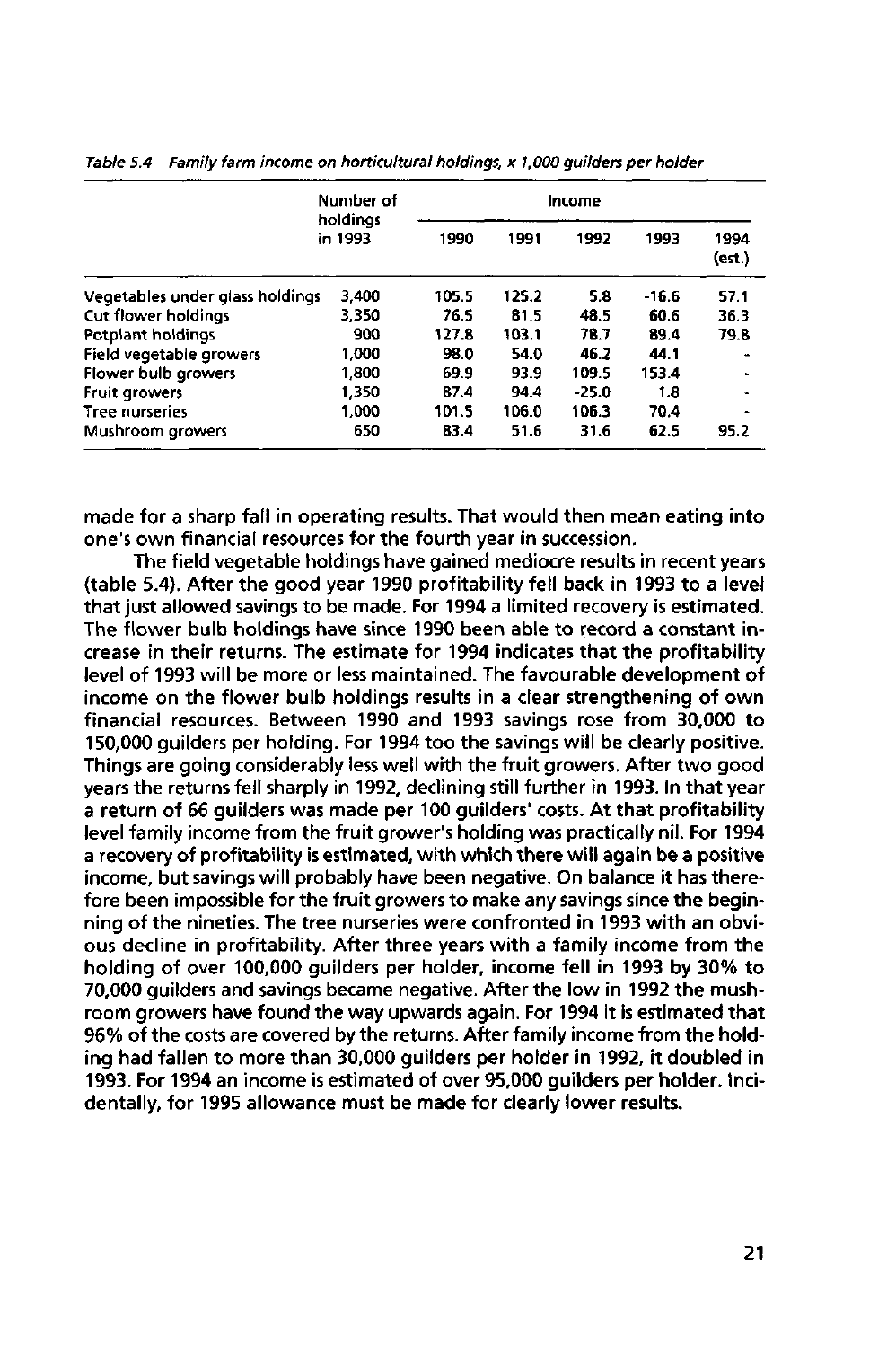*Table 5.4 Family farm income on horticultural holdings, x 1,000 guilders per holder*

| | Number of holdings in 1993 | Income | | | | |
|---|---|---|---|---|---|---|
| | | 1990 | 1991 | 1992 | 1993 | 1994 (est.) |
| Vegetables under glass holdings | 3,400 | 105.5 | 125.2 | 5.8 | -16.6 | 57.1 |
| Cut flower holdings | 3,350 | 76.5 | 81.5 | 48.5 | 60.6 | 36.3 |
| Potplant holdings | 900 | 127.8 | 103.1 | 78.7 | 89.4 | 79.8 |
| Field vegetable growers | 1,000 | 98.0 | 54.0 | 46.2 | 44.1 | - |
| Flower bulb growers | 1,800 | 69.9 | 93.9 | 109.5 | 153.4 | - |
| Fruit growers | 1,350 | 87.4 | 94.4 | -25.0 | 1.8 | - |
| Tree nurseries | 1,000 | 101.5 | 106.0 | 106.3 | 70.4 | - |
| Mushroom growers | 650 | 83.4 | 51.6 | 31.6 | 62.5 | 95.2 |

made for a sharp fall in operating results. That would then mean eating into one's own financial resources for the fourth year in succession.

The field vegetable holdings have gained mediocre results in recent years (table 5.4). After the good year 1990 profitability fell back in 1993 to a level that just allowed savings to be made. For 1994 a limited recovery is estimated. The flower bulb holdings have since 1990 been able to record a constant increase in their returns. The estimate for 1994 indicates that the profitability level of 1993 will be more or less maintained. The favourable development of income on the flower bulb holdings results in a clear strengthening of own financial resources. Between 1990 and 1993 savings rose from 30,000 to 150,000 guilders per holding. For 1994 too the savings will be clearly positive. Things are going considerably less well with the fruit growers. After two good years the returns fell sharply in 1992, declining still further in 1993. In that year a return of 66 guilders was made per 100 guilders' costs. At that profitability level family income from the fruit grower's holding was practically nil. For 1994 a recovery of profitability is estimated, with which there will again be a positive income, but savings will probably have been negative. On balance it has therefore been impossible for the fruit growers to make any savings since the beginning of the nineties. The tree nurseries were confronted in 1993 with an obvious decline in profitability. After three years with a family income from the holding of over 100,000 guilders per holder, income fell in 1993 by 30% to 70,000 guilders and savings became negative. After the low in 1992 the mushroom growers have found the way upwards again. For 1994 it is estimated that 96% of the costs are covered by the returns. After family income from the holding had fallen to more than 30,000 guilders per holder in 1992, it doubled in 1993. For 1994 an income is estimated of over 95,000 guilders per holder. Incidentally, for 1995 allowance must be made for clearly lower results.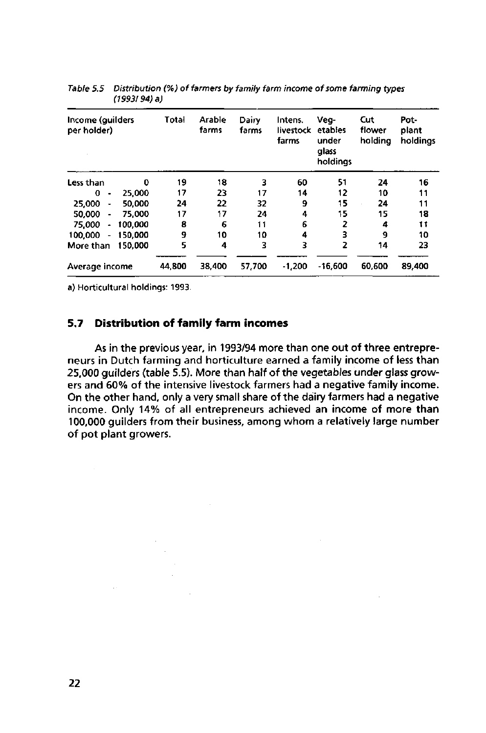*Table 5.5 Distribution (%) of farmers by family farm income of some farming types (1993/ 94) a)*

| Income (guilders per holder) | Total | Arable farms | Dairy farms | Intens. livestock farms | Veg- etables under glass holdings | Cut flower holding | Pot- plant holdings |
|---|---|---|---|---|---|---|---|
| Less than 0 | 19 | 18 | 3 | 60 | 51 | 24 | 16 |
| 0 - 25,000 | 17 | 23 | 17 | 14 | 12 | 10 | 11 |
| 25,000 - 50,000 | 24 | 22 | 32 | 9 | 15 | 24 | 11 |
| 50,000 - 75,000 | 17 | 17 | 24 | 4 | 15 | 15 | 18 |
| 75,000 - 100,000 | 8 | 6 | 11 | 6 | 2 | 4 | 11 |
| 100,000 - 150,000 | 9 | 10 | 10 | 4 | 3 | 9 | 10 |
| More than 150,000 | 5 | 4 | 3 | 3 | 2 | 14 | 23 |
| Average income | 44,800 | 38,400 | 57,700 | -1,200 | -16,600 | 60,600 | 89,400 |

a) Horticultural holdings: 1993.

## 5.7 Distribution of family farm incomes

As in the previous year, in 1993/94 more than one out of three entrepreneurs in Dutch farming and horticulture earned a family income of less than 25,000 guilders (table 5.5). More than half of the vegetables under glass growers and 60% of the intensive livestock farmers had a negative family income. On the other hand, only a very small share of the dairy farmers had a negative income. Only 14% of all entrepreneurs achieved an income of more than 100,000 guilders from their business, among whom a relatively large number of pot plant growers.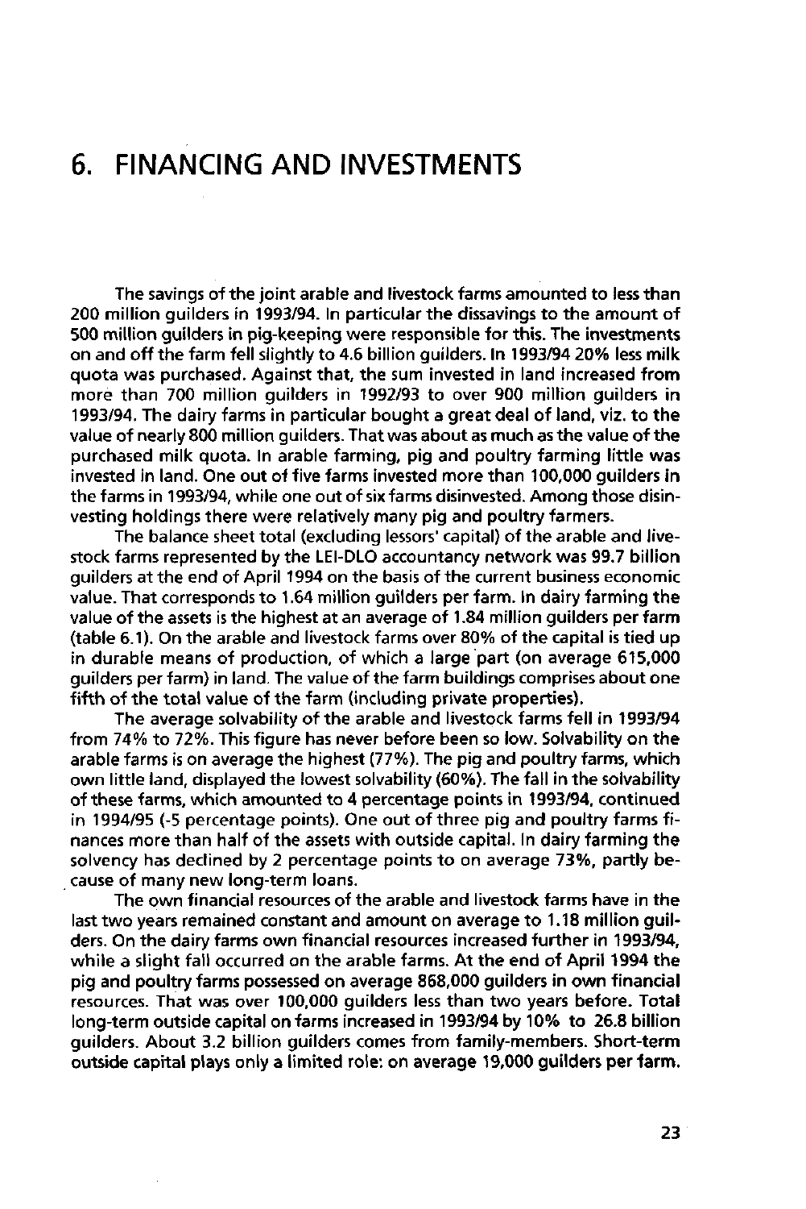# 6. FINANCING AND INVESTMENTS

The savings of the joint arable and livestock farms amounted to less than 200 million guilders in 1993/94. In particular the dissavings to the amount of 500 million guilders in pig-keeping were responsible for this. The investments on and off the farm fell slightly to 4.6 billion guilders. In 1993/94 20% less milk quota was purchased. Against that, the sum invested in land increased from more than 700 million guilders in 1992/93 to over 900 million guilders in 1993/94. The dairy farms in particular bought a great deal of land, viz. to the value of nearly 800 million guilders. That was about as much as the value of the purchased milk quota. In arable farming, pig and poultry farming little was invested in land. One out of five farms invested more than 100,000 guilders in the farms in 1993/94, while one out of six farms disinvested. Among those disinvesting holdings there were relatively many pig and poultry farmers.

The balance sheet total (excluding lessors' capital) of the arable and livestock farms represented by the LEI-DLO accountancy network was 99.7 billion guilders at the end of April 1994 on the basis of the current business economic value. That corresponds to 1.64 million guilders per farm. In dairy farming the value of the assets is the highest at an average of 1.84 million guilders per farm (table 6.1). On the arable and livestock farms over 80% of the capital is tied up in durable means of production, of which a large part (on average 615,000 guilders per farm) in land. The value of the farm buildings comprises about one fifth of the total value of the farm (including private properties).

The average solvability of the arable and livestock farms fell in 1993/94 from 74% to 72%. This figure has never before been so low. Solvability on the arable farms is on average the highest (77%). The pig and poultry farms, which own little land, displayed the lowest solvability (60%). The fall in the solvability of these farms, which amounted to 4 percentage points in 1993/94, continued in 1994/95 (-5 percentage points). One out of three pig and poultry farms finances more than half of the assets with outside capital. In dairy farming the solvency has declined by 2 percentage points to on average 73%, partly because of many new long-term loans.

The own financial resources of the arable and livestock farms have in the last two years remained constant and amount on average to 1.18 million guilders. On the dairy farms own financial resources increased further in 1993/94, while a slight fall occurred on the arable farms. At the end of April 1994 the pig and poultry farms possessed on average 868,000 guilders in own financial resources. That was over 100,000 guilders less than two years before. Total long-term outside capital on farms increased in 1993/94 by 10% to 26.8 billion guilders. About 3.2 billion guilders comes from family-members. Short-term outside capital plays only a limited role: on average 19,000 guilders per farm.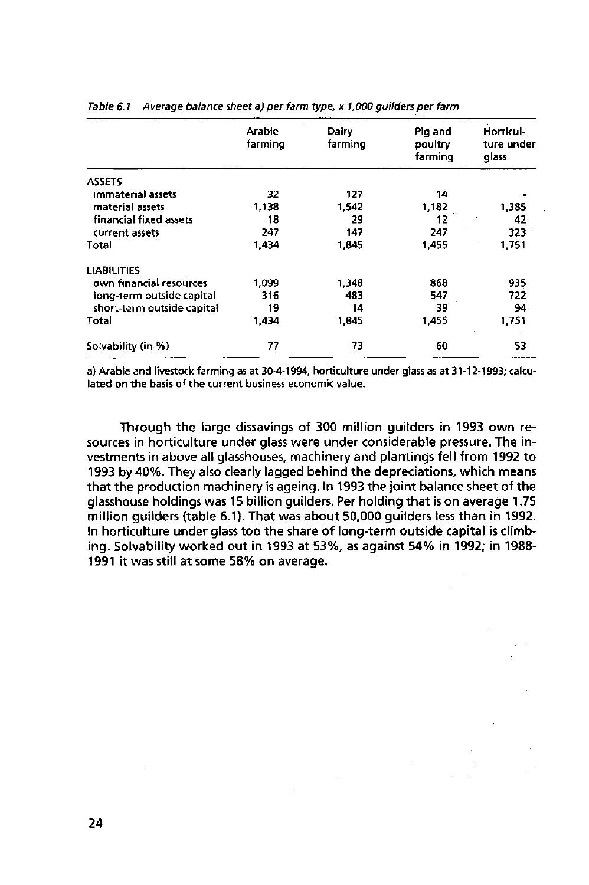*Table 6.1 Average balance sheet a) per farm type, x 1,000 guilders per farm*

| | Arable farming | Dairy farming | Pig and poultry farming | Horticulture under glass |
|---|---|---|---|---|
| ASSETS | | | | |
| immaterial assets | 32 | 127 | 14 | - |
| material assets | 1,138 | 1,542 | 1,182 | 1,385 |
| financial fixed assets | 18 | 29 | 12 | 42 |
| current assets | 247 | 147 | 247 | 323 |
| Total | 1,434 | 1,845 | 1,455 | 1,751 |
| LIABILITIES | | | | |
| own financial resources | 1,099 | 1,348 | 868 | 935 |
| long-term outside capital | 316 | 483 | 547 | 722 |
| short-term outside capital | 19 | 14 | 39 | 94 |
| Total | 1,434 | 1,845 | 1,455 | 1,751 |
| Solvability (in %) | 77 | 73 | 60 | 53 |

a) Arable and livestock farming as at 30-4-1994, horticulture under glass as at 31-12-1993; calculated on the basis of the current business economic value.

Through the large dissavings of 300 million guilders in 1993 own resources in horticulture under glass were under considerable pressure. The investments in above all glasshouses, machinery and plantings fell from 1992 to 1993 by 40%. They also clearly lagged behind the depreciations, which means that the production machinery is ageing. In 1993 the joint balance sheet of the glasshouse holdings was 15 billion guilders. Per holding that is on average 1.75 million guilders (table 6.1). That was about 50,000 guilders less than in 1992. In horticulture under glass too the share of long-term outside capital is climbing. Solvability worked out in 1993 at 53%, as against 54% in 1992; in 1988-1991 it was still at some 58% on average.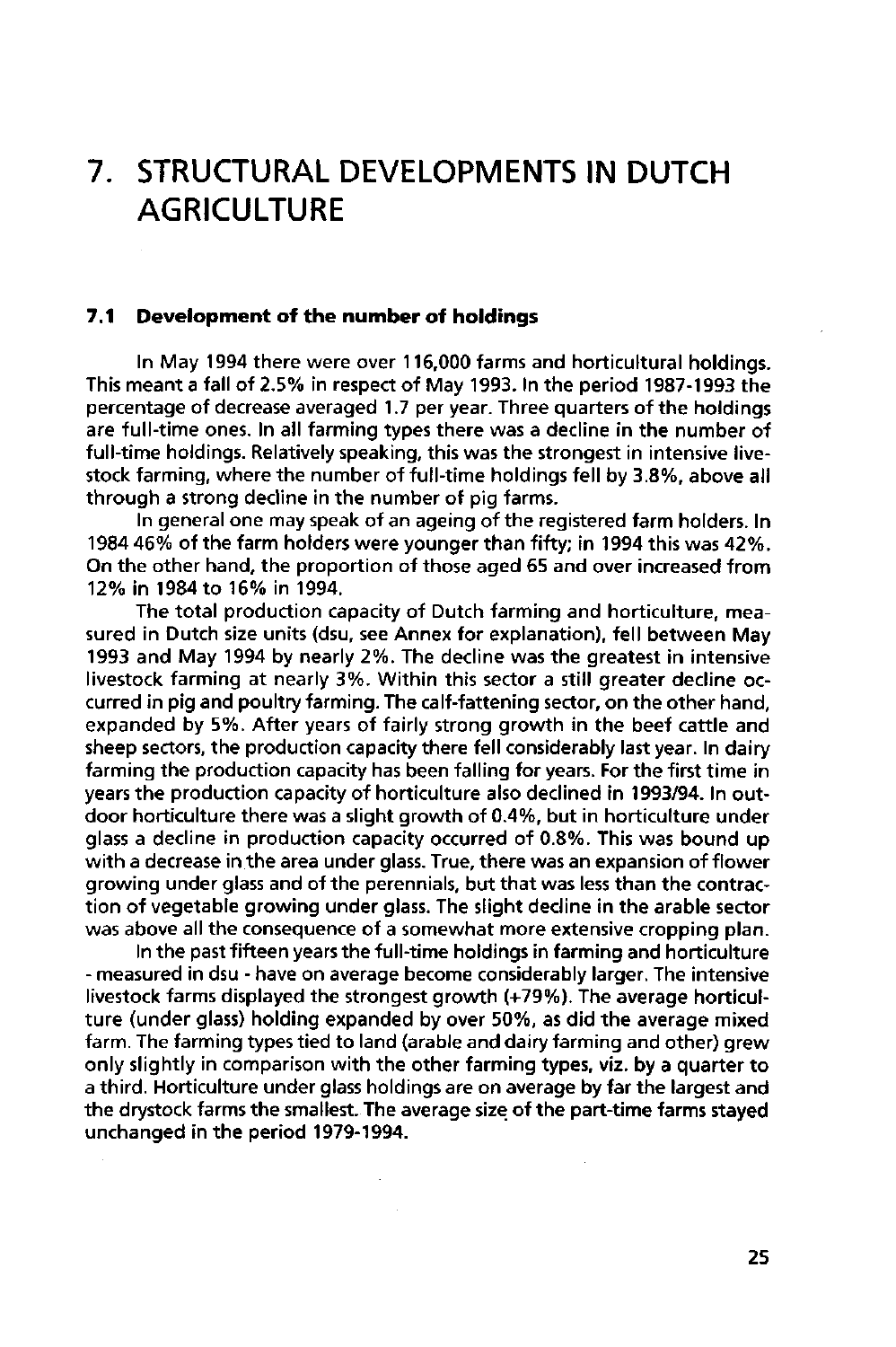# 7. STRUCTURAL DEVELOPMENTS IN DUTCH AGRICULTURE

## 7.1 Development of the number of holdings

In May 1994 there were over 116,000 farms and horticultural holdings. This meant a fall of 2.5% in respect of May 1993. In the period 1987-1993 the percentage of decrease averaged 1.7 per year. Three quarters of the holdings are full-time ones. In all farming types there was a decline in the number of full-time holdings. Relatively speaking, this was the strongest in intensive livestock farming, where the number of full-time holdings fell by 3.8%, above all through a strong decline in the number of pig farms.

In general one may speak of an ageing of the registered farm holders. In 1984 46% of the farm holders were younger than fifty; in 1994 this was 42%. On the other hand, the proportion of those aged 65 and over increased from 12% in 1984 to 16% in 1994.

The total production capacity of Dutch farming and horticulture, measured in Dutch size units (dsu, see Annex for explanation), fell between May 1993 and May 1994 by nearly 2%. The decline was the greatest in intensive livestock farming at nearly 3%. Within this sector a still greater decline occurred in pig and poultry farming. The calf-fattening sector, on the other hand, expanded by 5%. After years of fairly strong growth in the beef cattle and sheep sectors, the production capacity there fell considerably last year. In dairy farming the production capacity has been falling for years. For the first time in years the production capacity of horticulture also declined in 1993/94. In outdoor horticulture there was a slight growth of 0.4%, but in horticulture under glass a decline in production capacity occurred of 0.8%. This was bound up with a decrease in the area under glass. True, there was an expansion of flower growing under glass and of the perennials, but that was less than the contraction of vegetable growing under glass. The slight decline in the arable sector was above all the consequence of a somewhat more extensive cropping plan.

In the past fifteen years the full-time holdings in farming and horticulture - measured in dsu - have on average become considerably larger. The intensive livestock farms displayed the strongest growth (+79%). The average horticulture (under glass) holding expanded by over 50%, as did the average mixed farm. The farming types tied to land (arable and dairy farming and other) grew only slightly in comparison with the other farming types, viz. by a quarter to a third. Horticulture under glass holdings are on average by far the largest and the drystock farms the smallest. The average size of the part-time farms stayed unchanged in the period 1979-1994.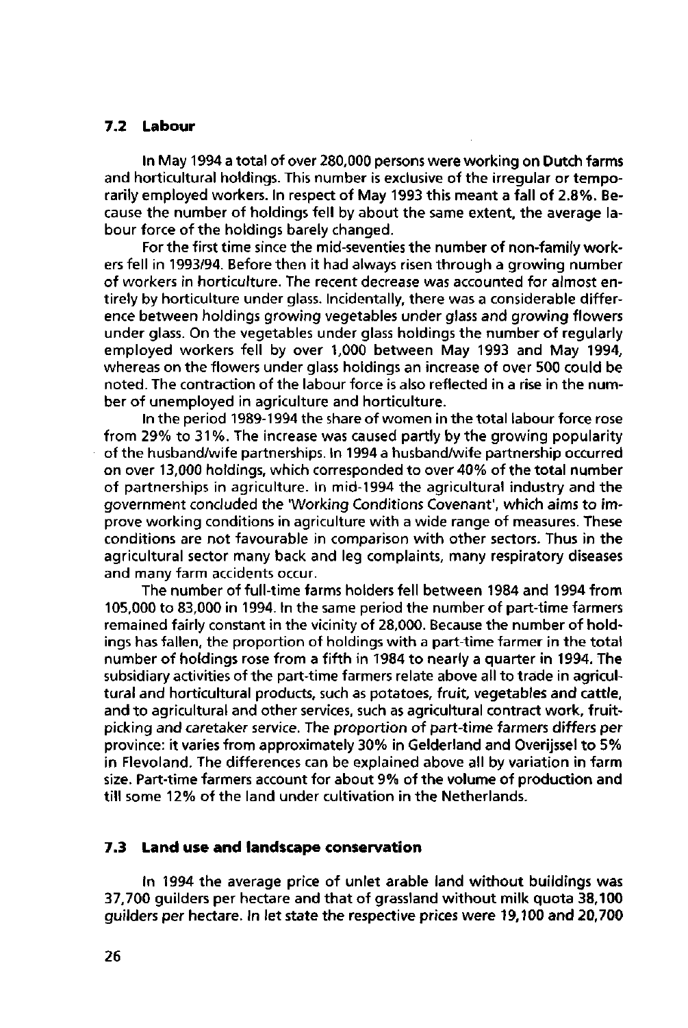## 7.2 Labour

In May 1994 a total of over 280,000 persons were working on Dutch farms and horticultural holdings. This number is exclusive of the irregular or temporarily employed workers. In respect of May 1993 this meant a fall of 2.8%. Because the number of holdings fell by about the same extent, the average labour force of the holdings barely changed.

For the first time since the mid-seventies the number of non-family workers fell in 1993/94. Before then it had always risen through a growing number of workers in horticulture. The recent decrease was accounted for almost entirely by horticulture under glass. Incidentally, there was a considerable difference between holdings growing vegetables under glass and growing flowers under glass. On the vegetables under glass holdings the number of regularly employed workers fell by over 1,000 between May 1993 and May 1994, whereas on the flowers under glass holdings an increase of over 500 could be noted. The contraction of the labour force is also reflected in a rise in the number of unemployed in agriculture and horticulture.

In the period 1989-1994 the share of women in the total labour force rose from 29% to 31%. The increase was caused partly by the growing popularity of the husband/wife partnerships. In 1994 a husband/wife partnership occurred on over 13,000 holdings, which corresponded to over 40% of the total number of partnerships in agriculture. In mid-1994 the agricultural industry and the government concluded the 'Working Conditions Covenant', which aims to improve working conditions in agriculture with a wide range of measures. These conditions are not favourable in comparison with other sectors. Thus in the agricultural sector many back and leg complaints, many respiratory diseases and many farm accidents occur.

The number of full-time farms holders fell between 1984 and 1994 from 105,000 to 83,000 in 1994. In the same period the number of part-time farmers remained fairly constant in the vicinity of 28,000. Because the number of holdings has fallen, the proportion of holdings with a part-time farmer in the total number of holdings rose from a fifth in 1984 to nearly a quarter in 1994. The subsidiary activities of the part-time farmers relate above all to trade in agricultural and horticultural products, such as potatoes, fruit, vegetables and cattle, and to agricultural and other services, such as agricultural contract work, fruit-picking and caretaker service. The proportion of part-time farmers differs per province: it varies from approximately 30% in Gelderland and Overijssel to 5% in Flevoland. The differences can be explained above all by variation in farm size. Part-time farmers account for about 9% of the volume of production and till some 12% of the land under cultivation in the Netherlands.

## 7.3 Land use and landscape conservation

In 1994 the average price of unlet arable land without buildings was 37,700 guilders per hectare and that of grassland without milk quota 38,100 guilders per hectare. In let state the respective prices were 19,100 and 20,700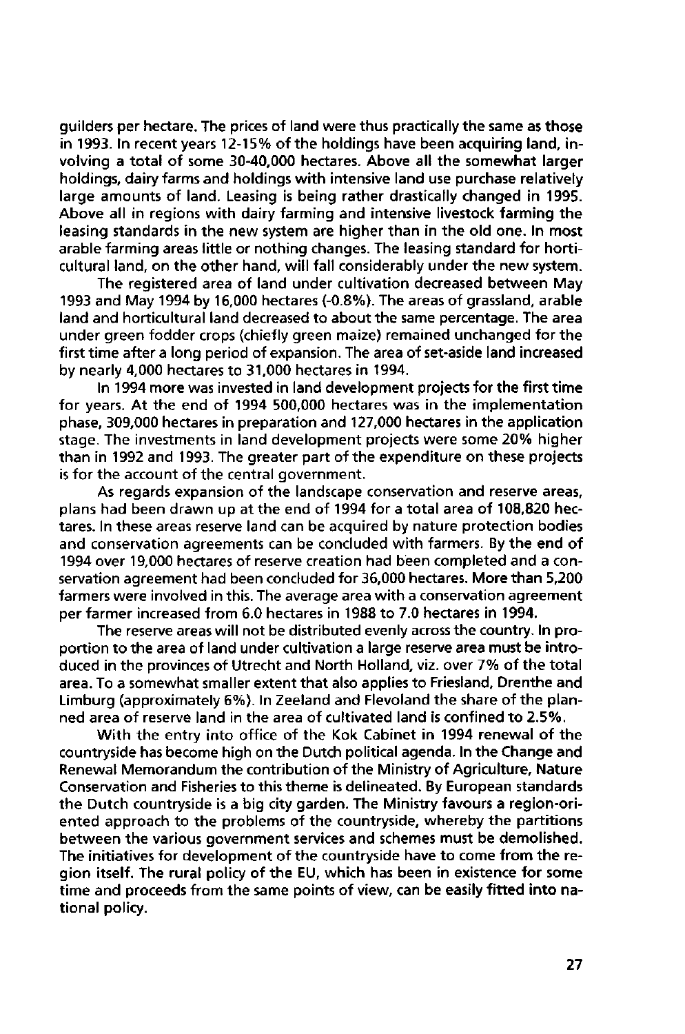guilders per hectare. The prices of land were thus practically the same as those in 1993. In recent years 12-15% of the holdings have been acquiring land, involving a total of some 30-40,000 hectares. Above all the somewhat larger holdings, dairy farms and holdings with intensive land use purchase relatively large amounts of land. Leasing is being rather drastically changed in 1995. Above all in regions with dairy farming and intensive livestock farming the leasing standards in the new system are higher than in the old one. In most arable farming areas little or nothing changes. The leasing standard for horticultural land, on the other hand, will fall considerably under the new system.

The registered area of land under cultivation decreased between May 1993 and May 1994 by 16,000 hectares (-0.8%). The areas of grassland, arable land and horticultural land decreased to about the same percentage. The area under green fodder crops (chiefly green maize) remained unchanged for the first time after a long period of expansion. The area of set-aside land increased by nearly 4,000 hectares to 31,000 hectares in 1994.

In 1994 more was invested in land development projects for the first time for years. At the end of 1994 500,000 hectares was in the implementation phase, 309,000 hectares in preparation and 127,000 hectares in the application stage. The investments in land development projects were some 20% higher than in 1992 and 1993. The greater part of the expenditure on these projects is for the account of the central government.

As regards expansion of the landscape conservation and reserve areas, plans had been drawn up at the end of 1994 for a total area of 108,820 hectares. In these areas reserve land can be acquired by nature protection bodies and conservation agreements can be concluded with farmers. By the end of 1994 over 19,000 hectares of reserve creation had been completed and a conservation agreement had been concluded for 36,000 hectares. More than 5,200 farmers were involved in this. The average area with a conservation agreement per farmer increased from 6.0 hectares in 1988 to 7.0 hectares in 1994.

The reserve areas will not be distributed evenly across the country. In proportion to the area of land under cultivation a large reserve area must be introduced in the provinces of Utrecht and North Holland, viz. over 7% of the total area. To a somewhat smaller extent that also applies to Friesland, Drenthe and Limburg (approximately 6%). In Zeeland and Flevoland the share of the planned area of reserve land in the area of cultivated land is confined to 2.5%.

With the entry into office of the Kok Cabinet in 1994 renewal of the countryside has become high on the Dutch political agenda. In the Change and Renewal Memorandum the contribution of the Ministry of Agriculture, Nature Conservation and Fisheries to this theme is delineated. By European standards the Dutch countryside is a big city garden. The Ministry favours a region-oriented approach to the problems of the countryside, whereby the partitions between the various government services and schemes must be demolished. The initiatives for development of the countryside have to come from the region itself. The rural policy of the EU, which has been in existence for some time and proceeds from the same points of view, can be easily fitted into national policy.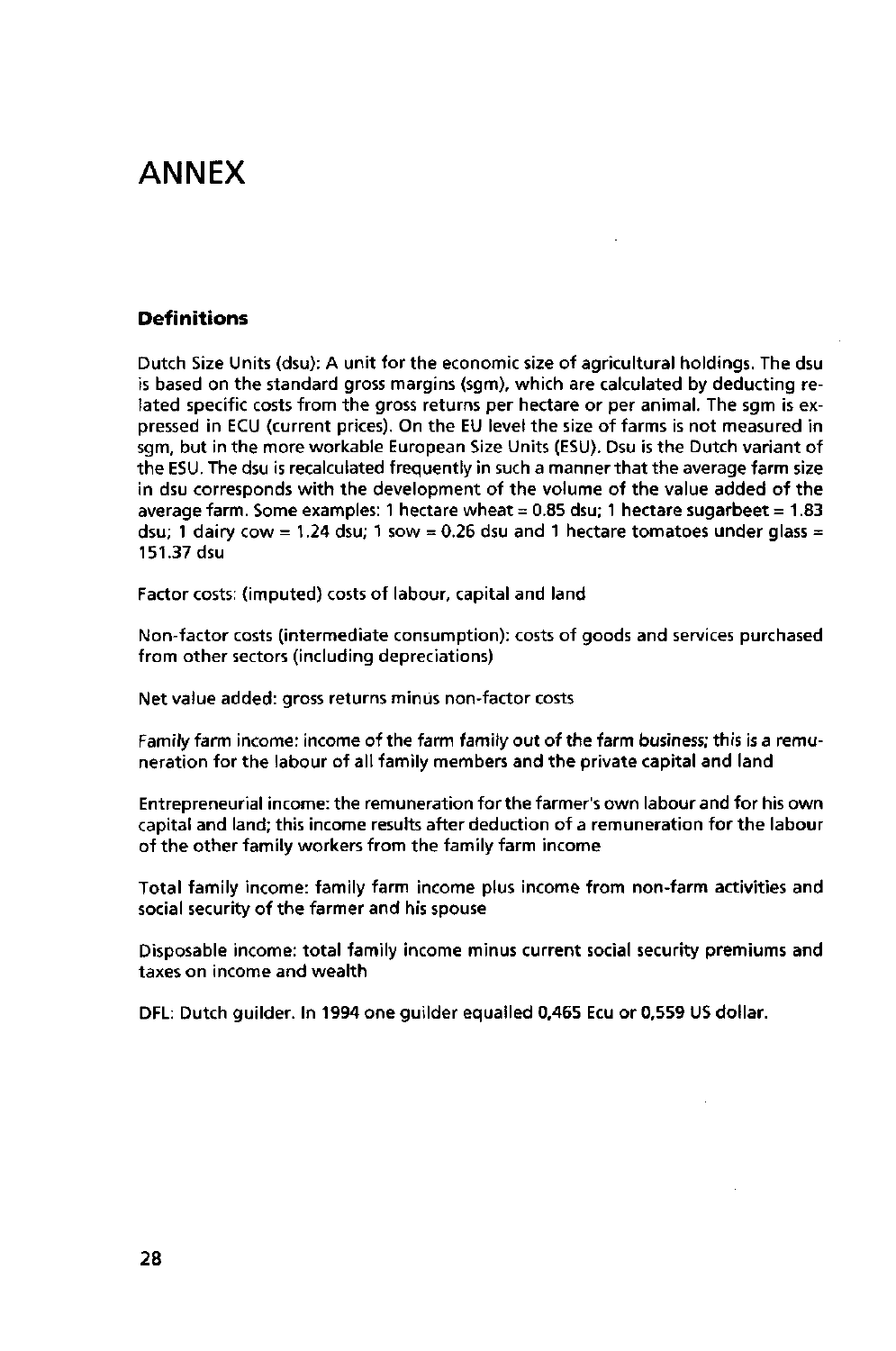# ANNEX

### Definitions

Dutch Size Units (dsu): A unit for the economic size of agricultural holdings. The dsu is based on the standard gross margins (sgm), which are calculated by deducting related specific costs from the gross returns per hectare or per animal. The sgm is expressed in ECU (current prices). On the EU level the size of farms is not measured in sgm, but in the more workable European Size Units (ESU). Dsu is the Dutch variant of the ESU. The dsu is recalculated frequently in such a manner that the average farm size in dsu corresponds with the development of the volume of the value added of the average farm. Some examples: 1 hectare wheat = 0.85 dsu; 1 hectare sugarbeet = 1.83 dsu; 1 dairy cow = 1.24 dsu; 1 sow = 0.26 dsu and 1 hectare tomatoes under glass = 151.37 dsu

Factor costs: (imputed) costs of labour, capital and land

Non-factor costs (intermediate consumption): costs of goods and services purchased from other sectors (including depreciations)

Net value added: gross returns minus non-factor costs

Family farm income: income of the farm family out of the farm business; this is a remuneration for the labour of all family members and the private capital and land

Entrepreneurial income: the remuneration for the farmer's own labour and for his own capital and land; this income results after deduction of a remuneration for the labour of the other family workers from the family farm income

Total family income: family farm income plus income from non-farm activities and social security of the farmer and his spouse

Disposable income: total family income minus current social security premiums and taxes on income and wealth

DFL: Dutch guilder. In 1994 one guilder equalled 0,465 Ecu or 0,559 US dollar.